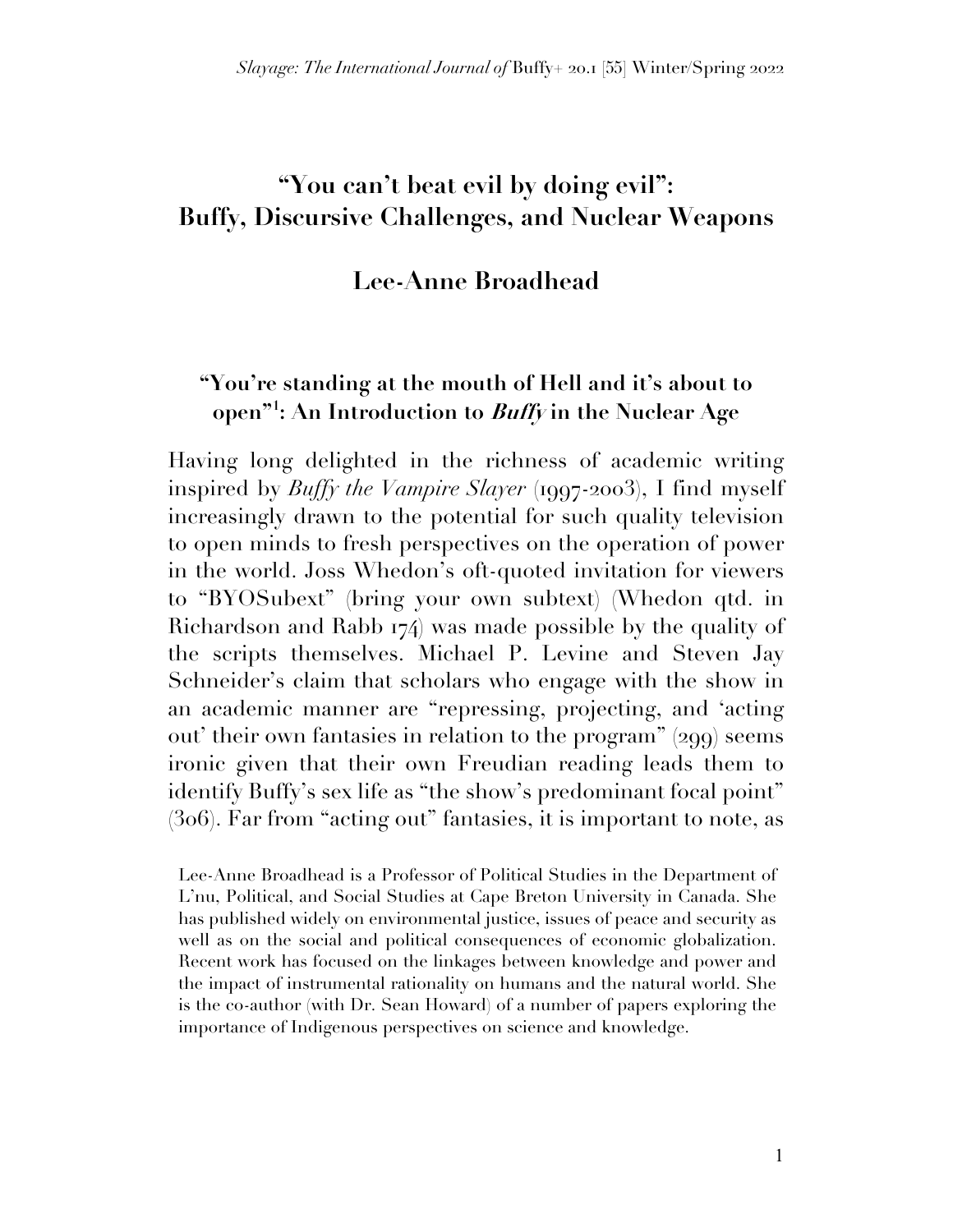# "You can't beat evil by doing evil": Buffy, Discursive Challenges, and Nuclear Weapons

## Lee-Anne Broadhead

### "You're standing at the mouth of Hell and it's about to open"[1]: An Introduction to *Buffy* in the Nuclear Age

Having long delighted in the richness of academic writing inspired by *Buffy the Vampire Slayer* (1997-2003), I find myself increasingly drawn to the potential for such quality television to open minds to fresh perspectives on the operation of power in the world. Joss Whedon's oft-quoted invitation for viewers to "BYOSubext" (bring your own subtext) (Whedon qtd. in Richardson and Rabb 174) was made possible by the quality of the scripts themselves. Michael P. Levine and Steven Jay Schneider's claim that scholars who engage with the show in an academic manner are "repressing, projecting, and 'acting out' their own fantasies in relation to the program" (299) seems ironic given that their own Freudian reading leads them to identify Buffy's sex life as "the show's predominant focal point" (306). Far from "acting out" fantasies, it is important to note, as

Lee-Anne Broadhead is a Professor of Political Studies in the Department of L'nu, Political, and Social Studies at Cape Breton University in Canada. She has published widely on environmental justice, issues of peace and security as well as on the social and political consequences of economic globalization. Recent work has focused on the linkages between knowledge and power and the impact of instrumental rationality on humans and the natural world. She is the co-author (with Dr. Sean Howard) of a number of papers exploring the importance of Indigenous perspectives on science and knowledge.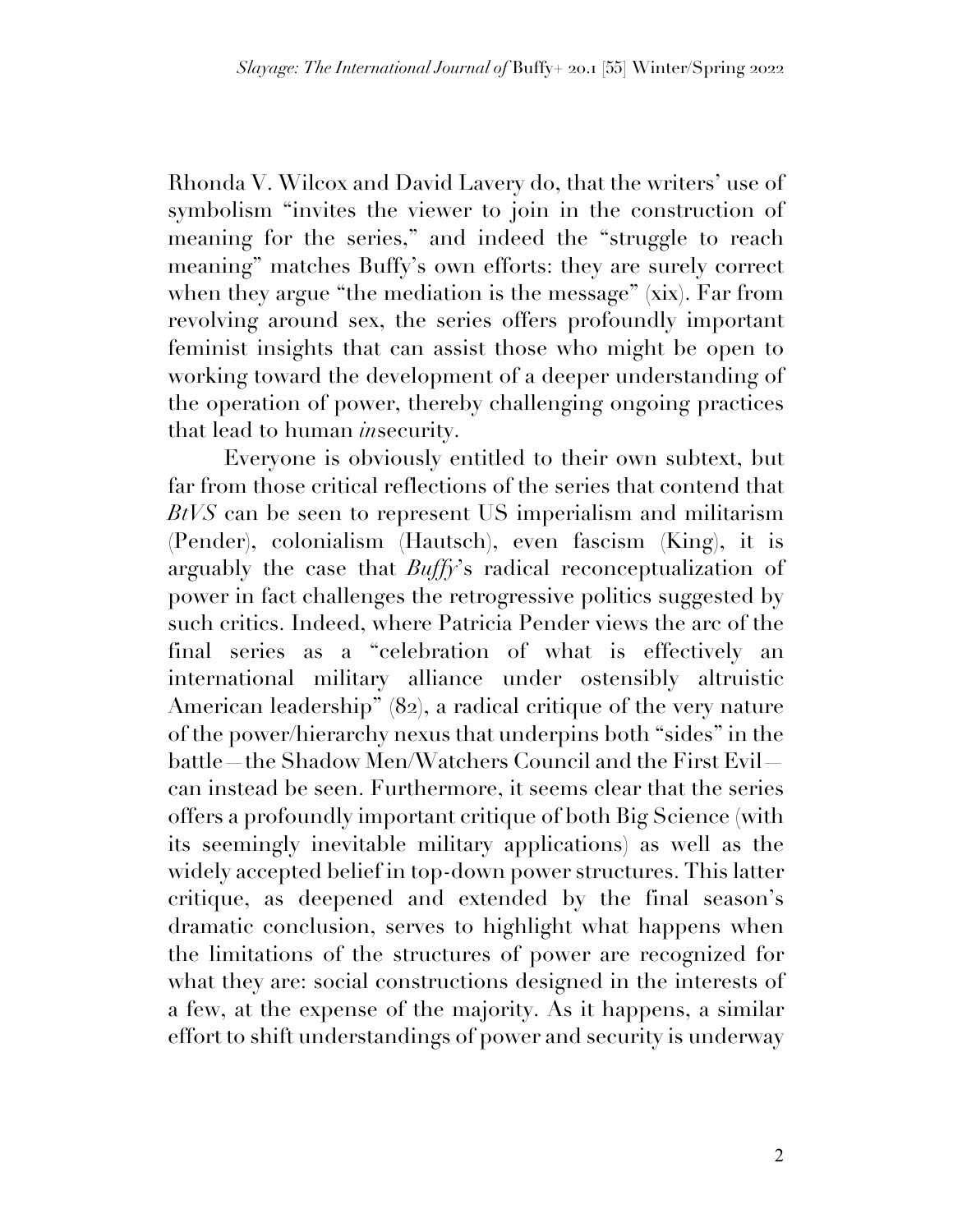Rhonda V. Wilcox and David Lavery do, that the writers' use of symbolism "invites the viewer to join in the construction of meaning for the series," and indeed the "struggle to reach meaning" matches Buffy's own efforts: they are surely correct when they argue "the mediation is the message" (xix). Far from revolving around sex, the series offers profoundly important feminist insights that can assist those who might be open to working toward the development of a deeper understanding of the operation of power, thereby challenging ongoing practices that lead to human *in*security.

Everyone is obviously entitled to their own subtext, but far from those critical reflections of the series that contend that *BtVS* can be seen to represent US imperialism and militarism (Pender), colonialism (Hautsch), even fascism (King), it is arguably the case that *Buffy*'s radical reconceptualization of power in fact challenges the retrogressive politics suggested by such critics. Indeed, where Patricia Pender views the arc of the final series as a "celebration of what is effectively an international military alliance under ostensibly altruistic American leadership" (82), a radical critique of the very nature of the power/hierarchy nexus that underpins both "sides" in the battle—the Shadow Men/Watchers Council and the First Evil—can instead be seen. Furthermore, it seems clear that the series offers a profoundly important critique of both Big Science (with its seemingly inevitable military applications) as well as the widely accepted belief in top-down power structures. This latter critique, as deepened and extended by the final season's dramatic conclusion, serves to highlight what happens when the limitations of the structures of power are recognized for what they are: social constructions designed in the interests of a few, at the expense of the majority. As it happens, a similar effort to shift understandings of power and security is underway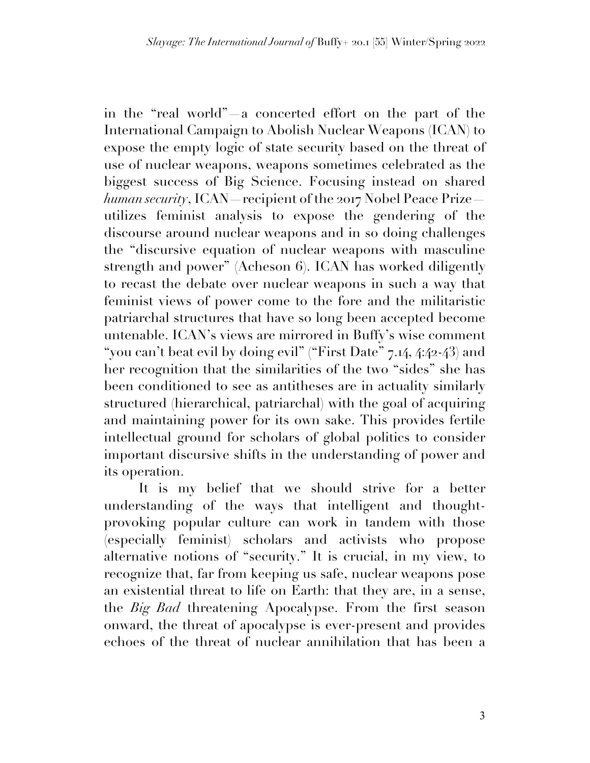in the "real world"—a concerted effort on the part of the International Campaign to Abolish Nuclear Weapons (ICAN) to expose the empty logic of state security based on the threat of use of nuclear weapons, weapons sometimes celebrated as the biggest success of Big Science. Focusing instead on shared *human security*, ICAN—recipient of the 2017 Nobel Peace Prize—utilizes feminist analysis to expose the gendering of the discourse around nuclear weapons and in so doing challenges the "discursive equation of nuclear weapons with masculine strength and power" (Acheson 6). ICAN has worked diligently to recast the debate over nuclear weapons in such a way that feminist views of power come to the fore and the militaristic patriarchal structures that have so long been accepted become untenable. ICAN's views are mirrored in Buffy's wise comment "you can't beat evil by doing evil" ("First Date" 7.14, 4:42-43) and her recognition that the similarities of the two "sides" she has been conditioned to see as antitheses are in actuality similarly structured (hierarchical, patriarchal) with the goal of acquiring and maintaining power for its own sake. This provides fertile intellectual ground for scholars of global politics to consider important discursive shifts in the understanding of power and its operation.

It is my belief that we should strive for a better understanding of the ways that intelligent and thought-provoking popular culture can work in tandem with those (especially feminist) scholars and activists who propose alternative notions of "security." It is crucial, in my view, to recognize that, far from keeping us safe, nuclear weapons pose an existential threat to life on Earth: that they are, in a sense, the *Big Bad* threatening Apocalypse. From the first season onward, the threat of apocalypse is ever-present and provides echoes of the threat of nuclear annihilation that has been a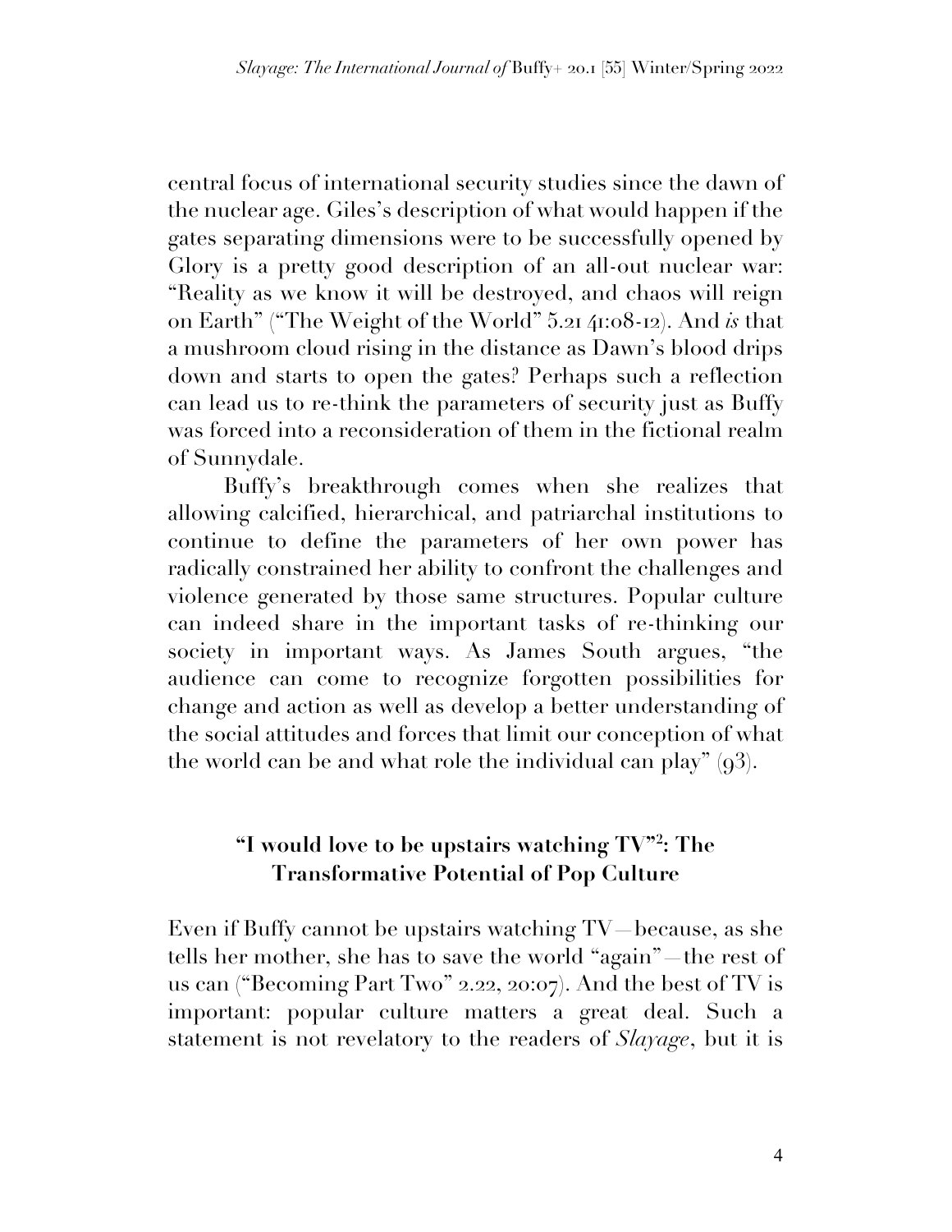central focus of international security studies since the dawn of the nuclear age. Giles's description of what would happen if the gates separating dimensions were to be successfully opened by Glory is a pretty good description of an all-out nuclear war: "Reality as we know it will be destroyed, and chaos will reign on Earth" ("The Weight of the World" 5.21 41:08-12). And *is* that a mushroom cloud rising in the distance as Dawn's blood drips down and starts to open the gates? Perhaps such a reflection can lead us to re-think the parameters of security just as Buffy was forced into a reconsideration of them in the fictional realm of Sunnydale.

Buffy's breakthrough comes when she realizes that allowing calcified, hierarchical, and patriarchal institutions to continue to define the parameters of her own power has radically constrained her ability to confront the challenges and violence generated by those same structures. Popular culture can indeed share in the important tasks of re-thinking our society in important ways. As James South argues, "the audience can come to recognize forgotten possibilities for change and action as well as develop a better understanding of the social attitudes and forces that limit our conception of what the world can be and what role the individual can play" (93).

## "I would love to be upstairs watching TV"[2]: The Transformative Potential of Pop Culture

Even if Buffy cannot be upstairs watching TV—because, as she tells her mother, she has to save the world "again"—the rest of us can ("Becoming Part Two" 2.22, 20:07). And the best of TV is important: popular culture matters a great deal. Such a statement is not revelatory to the readers of *Slayage*, but it is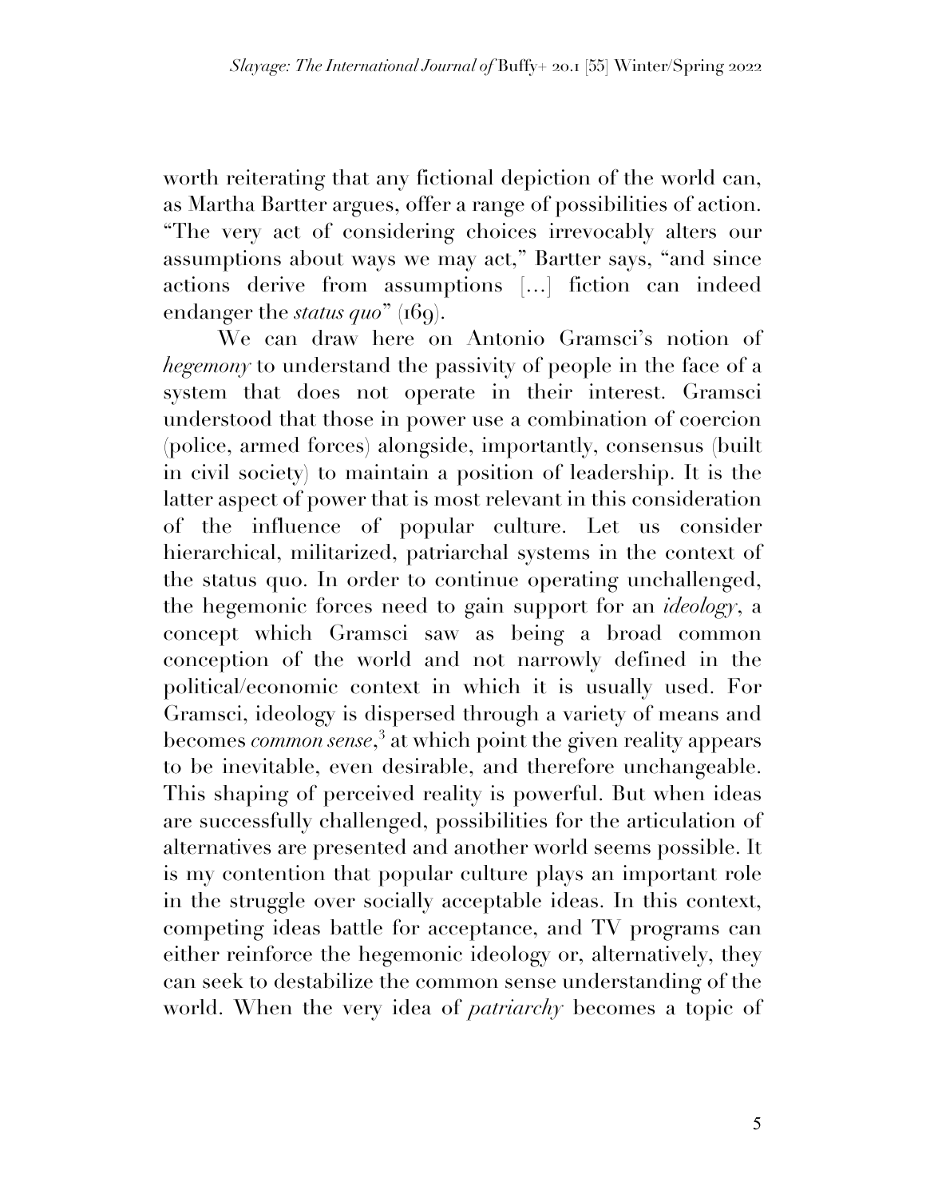worth reiterating that any fictional depiction of the world can, as Martha Bartter argues, offer a range of possibilities of action. "The very act of considering choices irrevocably alters our assumptions about ways we may act," Bartter says, "and since actions derive from assumptions [...] fiction can indeed endanger the *status quo*" (169).

We can draw here on Antonio Gramsci's notion of *hegemony* to understand the passivity of people in the face of a system that does not operate in their interest. Gramsci understood that those in power use a combination of coercion (police, armed forces) alongside, importantly, consensus (built in civil society) to maintain a position of leadership. It is the latter aspect of power that is most relevant in this consideration of the influence of popular culture. Let us consider hierarchical, militarized, patriarchal systems in the context of the status quo. In order to continue operating unchallenged, the hegemonic forces need to gain support for an *ideology*, a concept which Gramsci saw as being a broad common conception of the world and not narrowly defined in the political/economic context in which it is usually used. For Gramsci, ideology is dispersed through a variety of means and becomes *common sense*,[3] at which point the given reality appears to be inevitable, even desirable, and therefore unchangeable. This shaping of perceived reality is powerful. But when ideas are successfully challenged, possibilities for the articulation of alternatives are presented and another world seems possible. It is my contention that popular culture plays an important role in the struggle over socially acceptable ideas. In this context, competing ideas battle for acceptance, and TV programs can either reinforce the hegemonic ideology or, alternatively, they can seek to destabilize the common sense understanding of the world. When the very idea of *patriarchy* becomes a topic of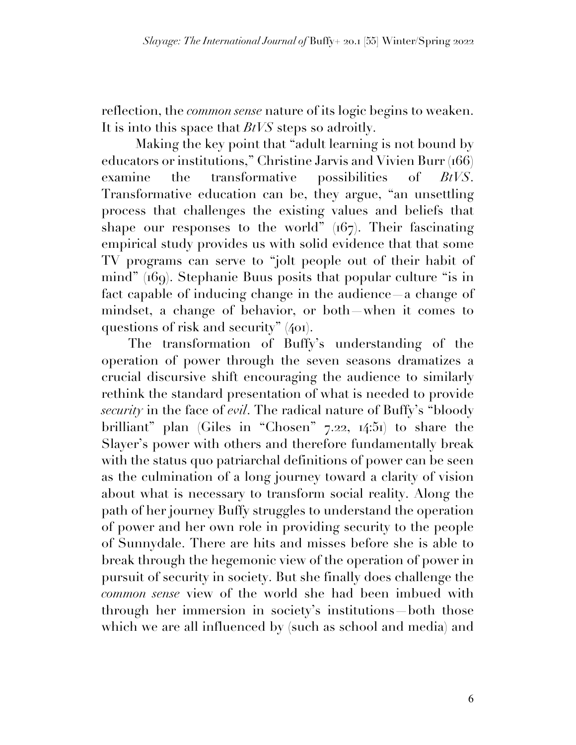reflection, the *common sense* nature of its logic begins to weaken. It is into this space that *BtVS* steps so adroitly.

Making the key point that "adult learning is not bound by educators or institutions," Christine Jarvis and Vivien Burr (166) examine the transformative possibilities of *BtVS*. Transformative education can be, they argue, "an unsettling process that challenges the existing values and beliefs that shape our responses to the world" (167). Their fascinating empirical study provides us with solid evidence that that some TV programs can serve to "jolt people out of their habit of mind" (169). Stephanie Buus posits that popular culture "is in fact capable of inducing change in the audience—a change of mindset, a change of behavior, or both—when it comes to questions of risk and security" (401).

The transformation of Buffy's understanding of the operation of power through the seven seasons dramatizes a crucial discursive shift encouraging the audience to similarly rethink the standard presentation of what is needed to provide *security* in the face of *evil*. The radical nature of Buffy's "bloody brilliant" plan (Giles in "Chosen" 7.22, 14:51) to share the Slayer's power with others and therefore fundamentally break with the status quo patriarchal definitions of power can be seen as the culmination of a long journey toward a clarity of vision about what is necessary to transform social reality. Along the path of her journey Buffy struggles to understand the operation of power and her own role in providing security to the people of Sunnydale. There are hits and misses before she is able to break through the hegemonic view of the operation of power in pursuit of security in society. But she finally does challenge the *common sense* view of the world she had been imbued with through her immersion in society's institutions—both those which we are all influenced by (such as school and media) and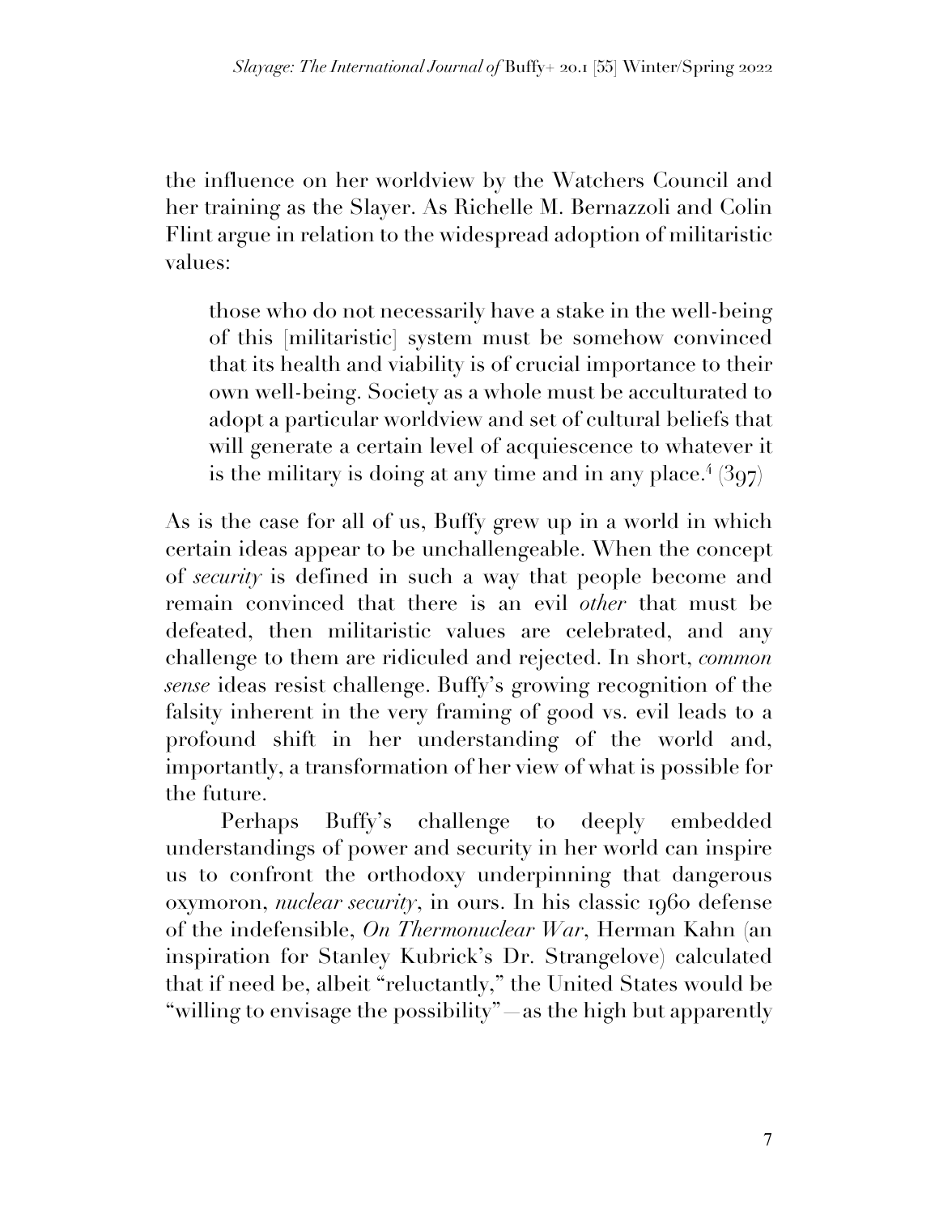the influence on her worldview by the Watchers Council and her training as the Slayer. As Richelle M. Bernazzoli and Colin Flint argue in relation to the widespread adoption of militaristic values:

> those who do not necessarily have a stake in the well-being of this [militaristic] system must be somehow convinced that its health and viability is of crucial importance to their own well-being. Society as a whole must be acculturated to adopt a particular worldview and set of cultural beliefs that will generate a certain level of acquiescence to whatever it is the military is doing at any time and in any place.[4] (397)

As is the case for all of us, Buffy grew up in a world in which certain ideas appear to be unchallengeable. When the concept of *security* is defined in such a way that people become and remain convinced that there is an evil *other* that must be defeated, then militaristic values are celebrated, and any challenge to them are ridiculed and rejected. In short, *common sense* ideas resist challenge. Buffy's growing recognition of the falsity inherent in the very framing of good vs. evil leads to a profound shift in her understanding of the world and, importantly, a transformation of her view of what is possible for the future.

Perhaps Buffy's challenge to deeply embedded understandings of power and security in her world can inspire us to confront the orthodoxy underpinning that dangerous oxymoron, *nuclear security*, in ours. In his classic 1960 defense of the indefensible, *On Thermonuclear War*, Herman Kahn (an inspiration for Stanley Kubrick's Dr. Strangelove) calculated that if need be, albeit "reluctantly," the United States would be "willing to envisage the possibility"—as the high but apparently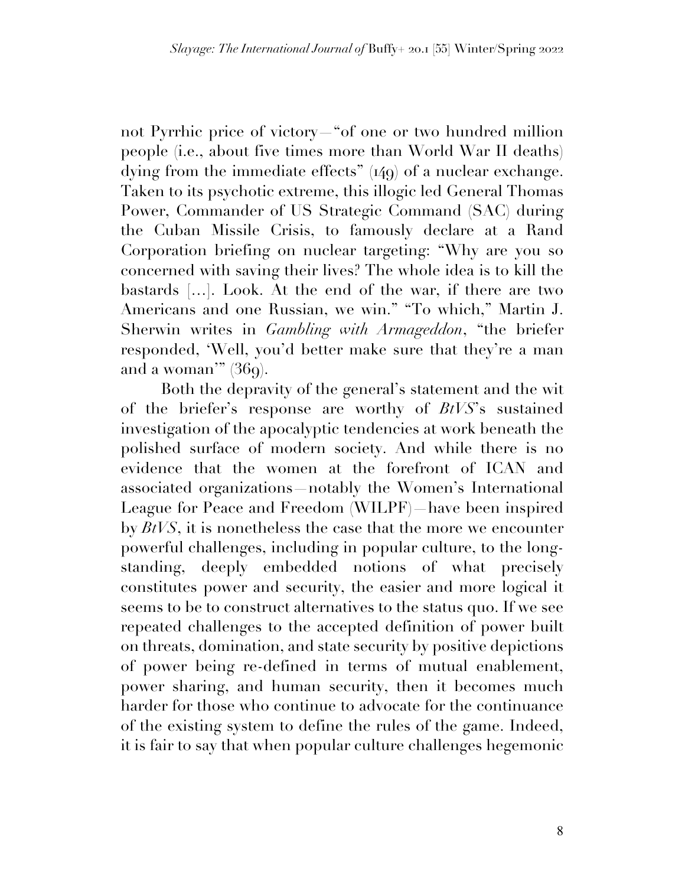not Pyrrhic price of victory—"of one or two hundred million people (i.e., about five times more than World War II deaths) dying from the immediate effects" (149) of a nuclear exchange. Taken to its psychotic extreme, this illogic led General Thomas Power, Commander of US Strategic Command (SAC) during the Cuban Missile Crisis, to famously declare at a Rand Corporation briefing on nuclear targeting: "Why are you so concerned with saving their lives? The whole idea is to kill the bastards […]. Look. At the end of the war, if there are two Americans and one Russian, we win." "To which," Martin J. Sherwin writes in *Gambling with Armageddon*, "the briefer responded, 'Well, you'd better make sure that they're a man and a woman'" (369).

Both the depravity of the general's statement and the wit of the briefer's response are worthy of *BtVS*'s sustained investigation of the apocalyptic tendencies at work beneath the polished surface of modern society. And while there is no evidence that the women at the forefront of ICAN and associated organizations—notably the Women's International League for Peace and Freedom (WILPF)—have been inspired by *BtVS*, it is nonetheless the case that the more we encounter powerful challenges, including in popular culture, to the long-standing, deeply embedded notions of what precisely constitutes power and security, the easier and more logical it seems to be to construct alternatives to the status quo. If we see repeated challenges to the accepted definition of power built on threats, domination, and state security by positive depictions of power being re-defined in terms of mutual enablement, power sharing, and human security, then it becomes much harder for those who continue to advocate for the continuance of the existing system to define the rules of the game. Indeed, it is fair to say that when popular culture challenges hegemonic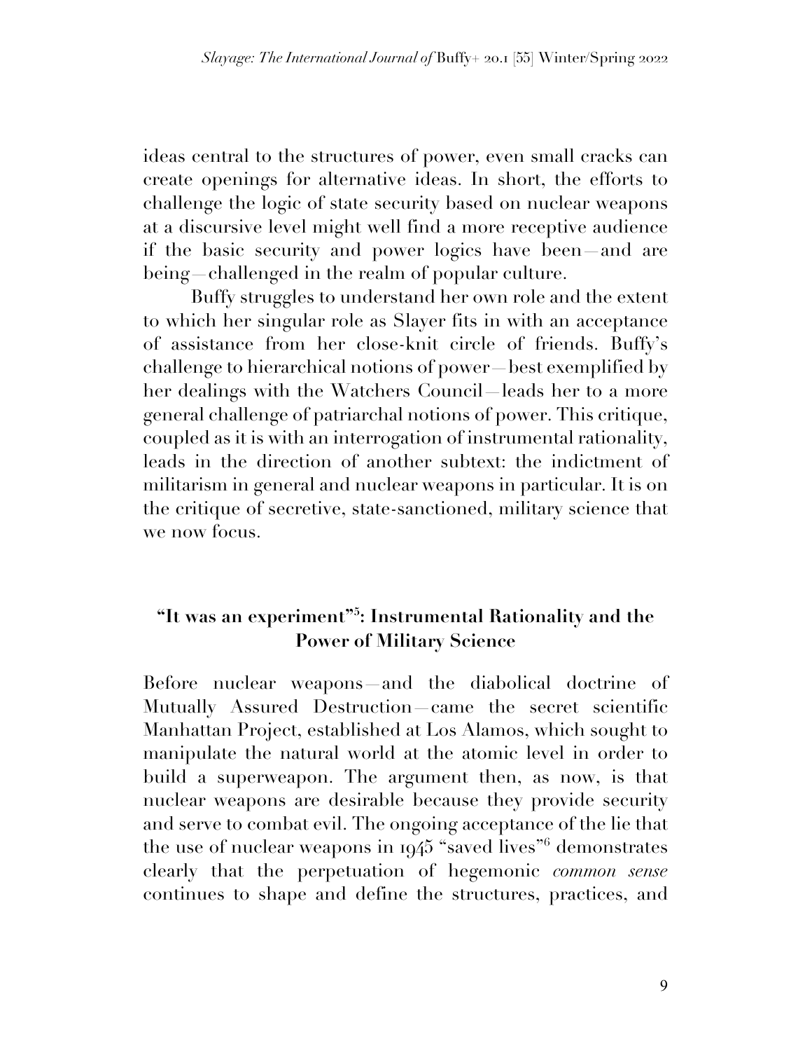ideas central to the structures of power, even small cracks can create openings for alternative ideas. In short, the efforts to challenge the logic of state security based on nuclear weapons at a discursive level might well find a more receptive audience if the basic security and power logics have been—and are being—challenged in the realm of popular culture.

Buffy struggles to understand her own role and the extent to which her singular role as Slayer fits in with an acceptance of assistance from her close-knit circle of friends. Buffy's challenge to hierarchical notions of power—best exemplified by her dealings with the Watchers Council—leads her to a more general challenge of patriarchal notions of power. This critique, coupled as it is with an interrogation of instrumental rationality, leads in the direction of another subtext: the indictment of militarism in general and nuclear weapons in particular. It is on the critique of secretive, state-sanctioned, military science that we now focus.

## "It was an experiment"[5]: Instrumental Rationality and the Power of Military Science

Before nuclear weapons—and the diabolical doctrine of Mutually Assured Destruction—came the secret scientific Manhattan Project, established at Los Alamos, which sought to manipulate the natural world at the atomic level in order to build a superweapon. The argument then, as now, is that nuclear weapons are desirable because they provide security and serve to combat evil. The ongoing acceptance of the lie that the use of nuclear weapons in 1945 "saved lives"[6] demonstrates clearly that the perpetuation of hegemonic *common sense* continues to shape and define the structures, practices, and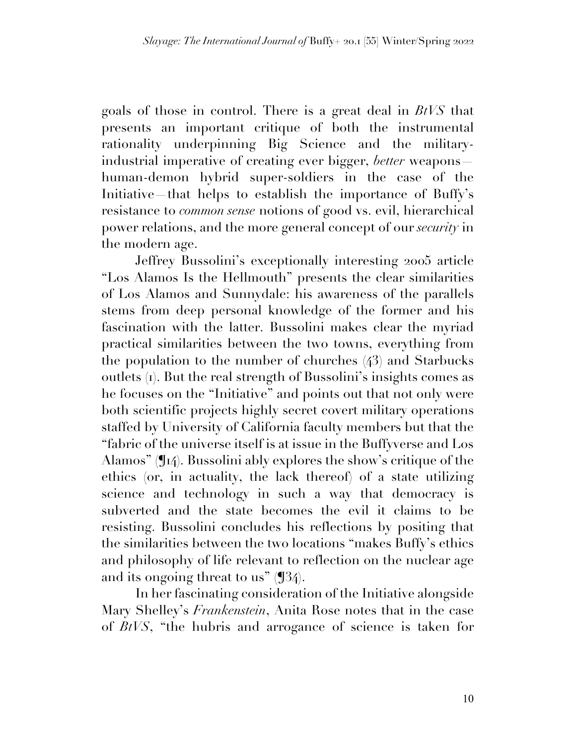goals of those in control. There is a great deal in *BtVS* that presents an important critique of both the instrumental rationality underpinning Big Science and the military-industrial imperative of creating ever bigger, *better* weapons—human-demon hybrid super-soldiers in the case of the Initiative—that helps to establish the importance of Buffy's resistance to *common sense* notions of good vs. evil, hierarchical power relations, and the more general concept of our *security* in the modern age.

Jeffrey Bussolini's exceptionally interesting 2005 article "Los Alamos Is the Hellmouth" presents the clear similarities of Los Alamos and Sunnydale: his awareness of the parallels stems from deep personal knowledge of the former and his fascination with the latter. Bussolini makes clear the myriad practical similarities between the two towns, everything from the population to the number of churches (43) and Starbucks outlets (1). But the real strength of Bussolini's insights comes as he focuses on the "Initiative" and points out that not only were both scientific projects highly secret covert military operations staffed by University of California faculty members but that the "fabric of the universe itself is at issue in the Buffyverse and Los Alamos" (¶14). Bussolini ably explores the show's critique of the ethics (or, in actuality, the lack thereof) of a state utilizing science and technology in such a way that democracy is subverted and the state becomes the evil it claims to be resisting. Bussolini concludes his reflections by positing that the similarities between the two locations "makes Buffy's ethics and philosophy of life relevant to reflection on the nuclear age and its ongoing threat to us" (¶34).

In her fascinating consideration of the Initiative alongside Mary Shelley's *Frankenstein*, Anita Rose notes that in the case of *BtVS*, "the hubris and arrogance of science is taken for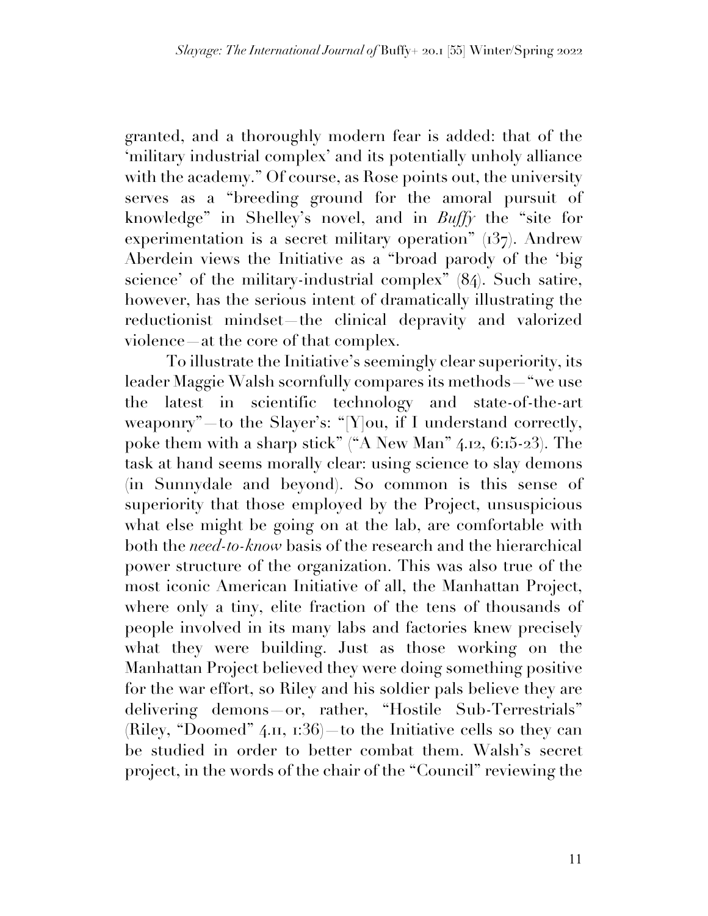granted, and a thoroughly modern fear is added: that of the 'military industrial complex' and its potentially unholy alliance with the academy." Of course, as Rose points out, the university serves as a "breeding ground for the amoral pursuit of knowledge" in Shelley's novel, and in *Buffy* the "site for experimentation is a secret military operation" (137). Andrew Aberdein views the Initiative as a "broad parody of the 'big science' of the military-industrial complex" (84). Such satire, however, has the serious intent of dramatically illustrating the reductionist mindset—the clinical depravity and valorized violence—at the core of that complex.

To illustrate the Initiative's seemingly clear superiority, its leader Maggie Walsh scornfully compares its methods—"we use the latest in scientific technology and state-of-the-art weaponry"—to the Slayer's: "[Y]ou, if I understand correctly, poke them with a sharp stick" ("A New Man" 4.12, 6:15-23). The task at hand seems morally clear: using science to slay demons (in Sunnydale and beyond). So common is this sense of superiority that those employed by the Project, unsuspicious what else might be going on at the lab, are comfortable with both the *need-to-know* basis of the research and the hierarchical power structure of the organization. This was also true of the most iconic American Initiative of all, the Manhattan Project, where only a tiny, elite fraction of the tens of thousands of people involved in its many labs and factories knew precisely what they were building. Just as those working on the Manhattan Project believed they were doing something positive for the war effort, so Riley and his soldier pals believe they are delivering demons—or, rather, "Hostile Sub-Terrestrials" (Riley, "Doomed" 4.11, 1:36)—to the Initiative cells so they can be studied in order to better combat them. Walsh's secret project, in the words of the chair of the "Council" reviewing the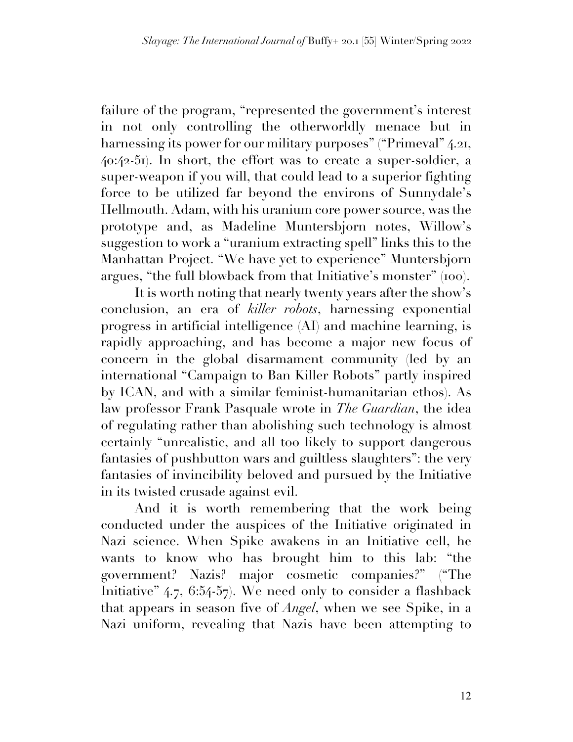failure of the program, "represented the government's interest in not only controlling the otherworldly menace but in harnessing its power for our military purposes" ("Primeval" 4.21, 40:42-51). In short, the effort was to create a super-soldier, a super-weapon if you will, that could lead to a superior fighting force to be utilized far beyond the environs of Sunnydale's Hellmouth. Adam, with his uranium core power source, was the prototype and, as Madeline Muntersbjorn notes, Willow's suggestion to work a "uranium extracting spell" links this to the Manhattan Project. "We have yet to experience" Muntersbjorn argues, "the full blowback from that Initiative's monster" (100).

It is worth noting that nearly twenty years after the show's conclusion, an era of *killer robots*, harnessing exponential progress in artificial intelligence (AI) and machine learning, is rapidly approaching, and has become a major new focus of concern in the global disarmament community (led by an international "Campaign to Ban Killer Robots" partly inspired by ICAN, and with a similar feminist-humanitarian ethos). As law professor Frank Pasquale wrote in *The Guardian*, the idea of regulating rather than abolishing such technology is almost certainly "unrealistic, and all too likely to support dangerous fantasies of pushbutton wars and guiltless slaughters": the very fantasies of invincibility beloved and pursued by the Initiative in its twisted crusade against evil.

And it is worth remembering that the work being conducted under the auspices of the Initiative originated in Nazi science. When Spike awakens in an Initiative cell, he wants to know who has brought him to this lab: "the government? Nazis? major cosmetic companies?" ("The Initiative" 4.7, 6:54-57). We need only to consider a flashback that appears in season five of *Angel*, when we see Spike, in a Nazi uniform, revealing that Nazis have been attempting to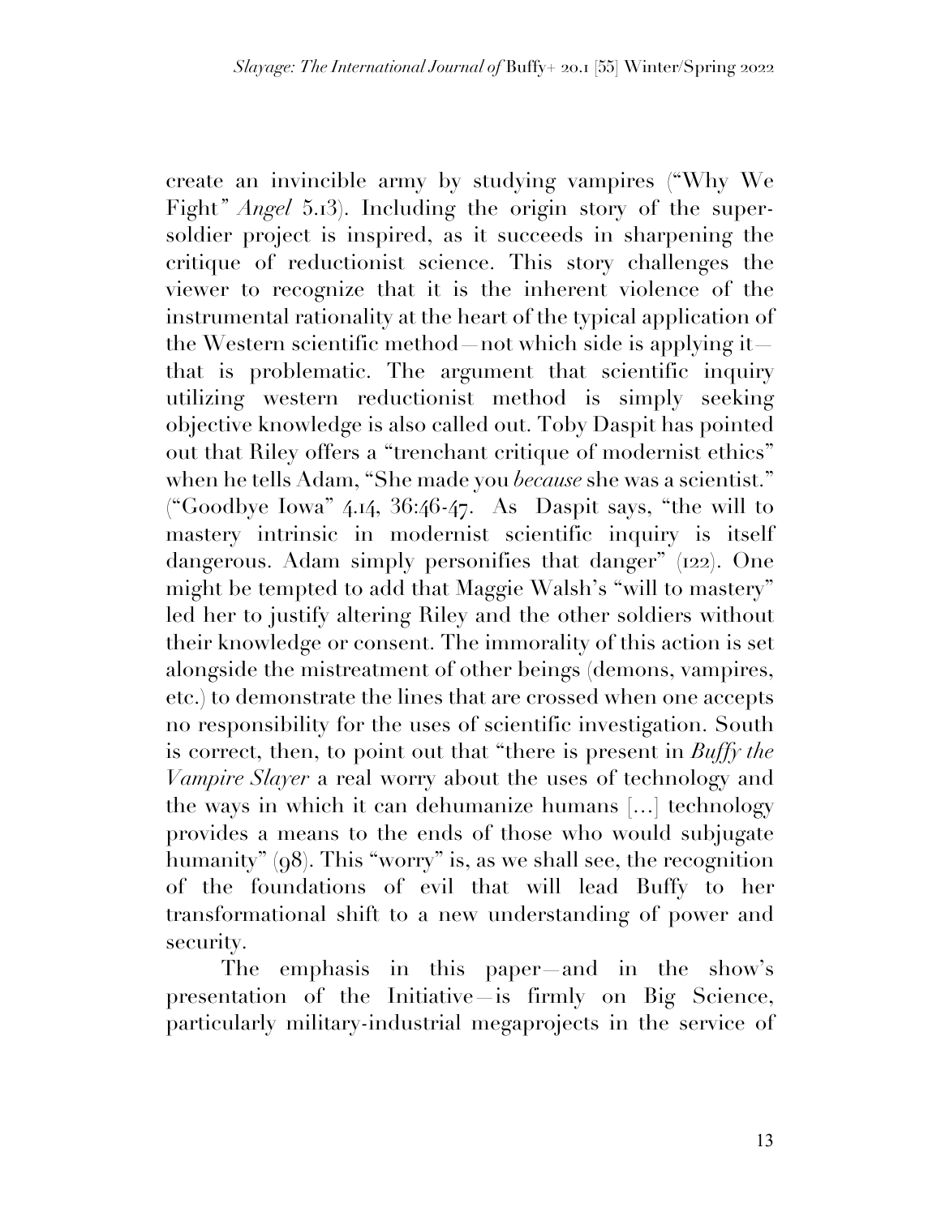create an invincible army by studying vampires ("Why We Fight" *Angel* 5.13). Including the origin story of the super-soldier project is inspired, as it succeeds in sharpening the critique of reductionist science. This story challenges the viewer to recognize that it is the inherent violence of the instrumental rationality at the heart of the typical application of the Western scientific method—not which side is applying it—that is problematic. The argument that scientific inquiry utilizing western reductionist method is simply seeking objective knowledge is also called out. Toby Daspit has pointed out that Riley offers a "trenchant critique of modernist ethics" when he tells Adam, "She made you *because* she was a scientist." ("Goodbye Iowa" 4.14, 36:46-47. As Daspit says, "the will to mastery intrinsic in modernist scientific inquiry is itself dangerous. Adam simply personifies that danger" (122). One might be tempted to add that Maggie Walsh's "will to mastery" led her to justify altering Riley and the other soldiers without their knowledge or consent. The immorality of this action is set alongside the mistreatment of other beings (demons, vampires, etc.) to demonstrate the lines that are crossed when one accepts no responsibility for the uses of scientific investigation. South is correct, then, to point out that "there is present in *Buffy the Vampire Slayer* a real worry about the uses of technology and the ways in which it can dehumanize humans [...] technology provides a means to the ends of those who would subjugate humanity" (98). This "worry" is, as we shall see, the recognition of the foundations of evil that will lead Buffy to her transformational shift to a new understanding of power and security.

The emphasis in this paper—and in the show's presentation of the Initiative—is firmly on Big Science, particularly military-industrial megaprojects in the service of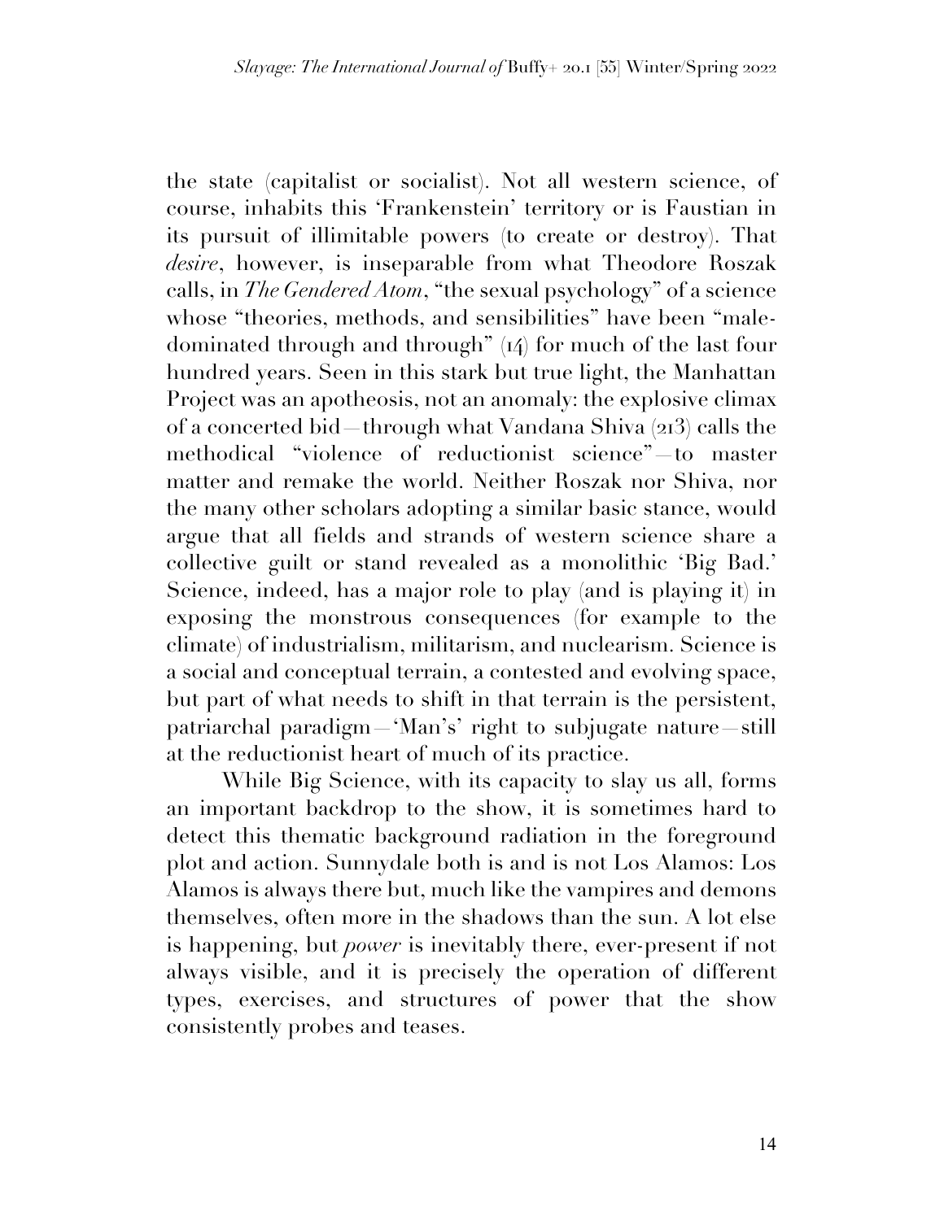the state (capitalist or socialist). Not all western science, of course, inhabits this 'Frankenstein' territory or is Faustian in its pursuit of illimitable powers (to create or destroy). That *desire*, however, is inseparable from what Theodore Roszak calls, in *The Gendered Atom*, "the sexual psychology" of a science whose "theories, methods, and sensibilities" have been "male-dominated through and through" (14) for much of the last four hundred years. Seen in this stark but true light, the Manhattan Project was an apotheosis, not an anomaly: the explosive climax of a concerted bid—through what Vandana Shiva (213) calls the methodical "violence of reductionist science"—to master matter and remake the world. Neither Roszak nor Shiva, nor the many other scholars adopting a similar basic stance, would argue that all fields and strands of western science share a collective guilt or stand revealed as a monolithic 'Big Bad.' Science, indeed, has a major role to play (and is playing it) in exposing the monstrous consequences (for example to the climate) of industrialism, militarism, and nuclearism. Science is a social and conceptual terrain, a contested and evolving space, but part of what needs to shift in that terrain is the persistent, patriarchal paradigm—'Man's' right to subjugate nature—still at the reductionist heart of much of its practice.

While Big Science, with its capacity to slay us all, forms an important backdrop to the show, it is sometimes hard to detect this thematic background radiation in the foreground plot and action. Sunnydale both is and is not Los Alamos: Los Alamos is always there but, much like the vampires and demons themselves, often more in the shadows than the sun. A lot else is happening, but *power* is inevitably there, ever-present if not always visible, and it is precisely the operation of different types, exercises, and structures of power that the show consistently probes and teases.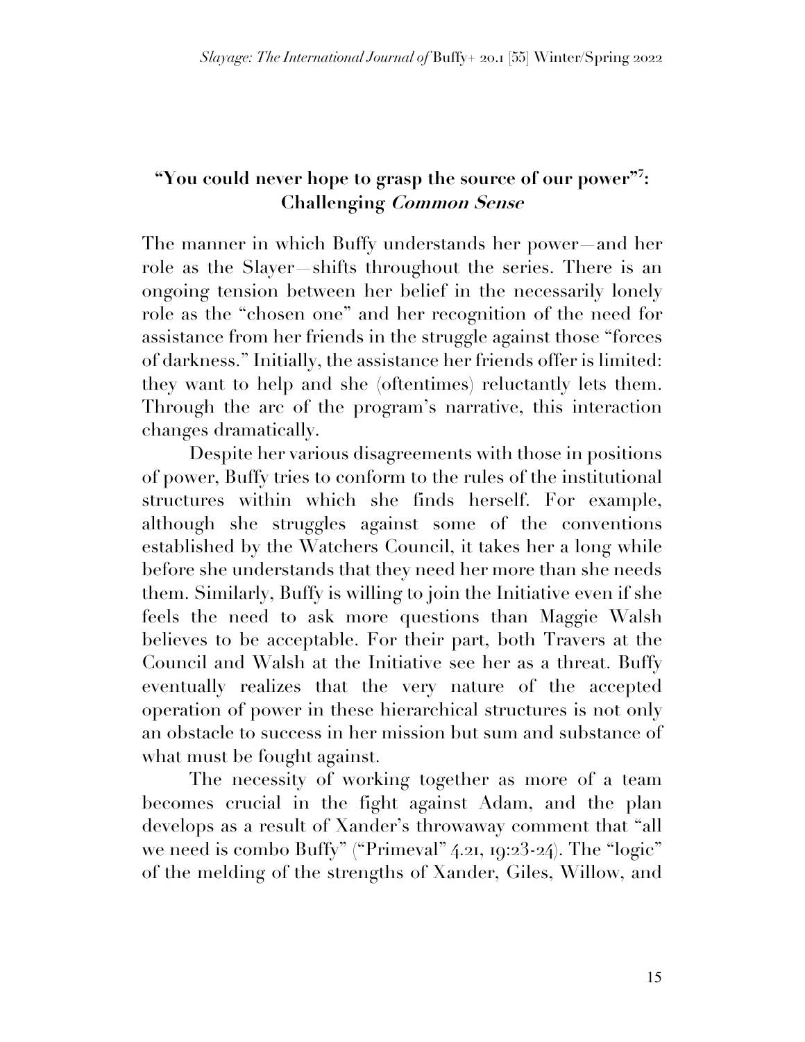## "You could never hope to grasp the source of our power"[7]: Challenging *Common Sense*

The manner in which Buffy understands her power—and her role as the Slayer—shifts throughout the series. There is an ongoing tension between her belief in the necessarily lonely role as the "chosen one" and her recognition of the need for assistance from her friends in the struggle against those "forces of darkness." Initially, the assistance her friends offer is limited: they want to help and she (oftentimes) reluctantly lets them. Through the arc of the program's narrative, this interaction changes dramatically.

Despite her various disagreements with those in positions of power, Buffy tries to conform to the rules of the institutional structures within which she finds herself. For example, although she struggles against some of the conventions established by the Watchers Council, it takes her a long while before she understands that they need her more than she needs them. Similarly, Buffy is willing to join the Initiative even if she feels the need to ask more questions than Maggie Walsh believes to be acceptable. For their part, both Travers at the Council and Walsh at the Initiative see her as a threat. Buffy eventually realizes that the very nature of the accepted operation of power in these hierarchical structures is not only an obstacle to success in her mission but sum and substance of what must be fought against.

The necessity of working together as more of a team becomes crucial in the fight against Adam, and the plan develops as a result of Xander's throwaway comment that "all we need is combo Buffy" ("Primeval" 4.21, 19:23-24). The "logic" of the melding of the strengths of Xander, Giles, Willow, and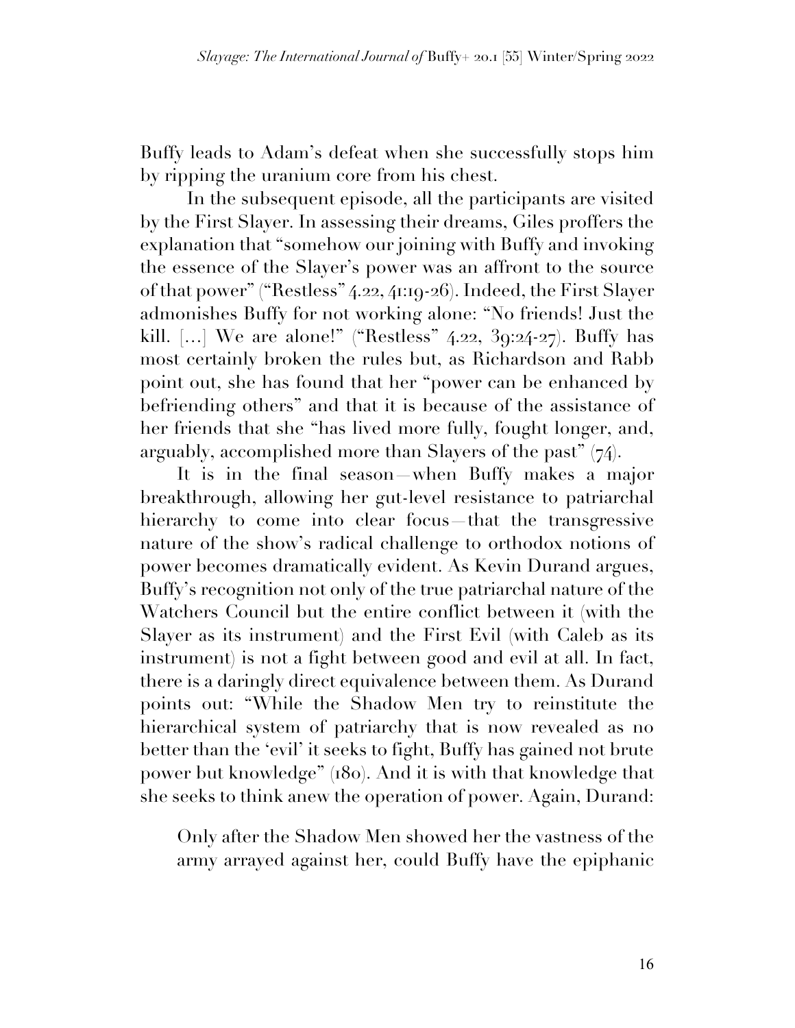Buffy leads to Adam's defeat when she successfully stops him by ripping the uranium core from his chest.

In the subsequent episode, all the participants are visited by the First Slayer. In assessing their dreams, Giles proffers the explanation that "somehow our joining with Buffy and invoking the essence of the Slayer's power was an affront to the source of that power" ("Restless" 4.22, 41:19-26). Indeed, the First Slayer admonishes Buffy for not working alone: "No friends! Just the kill. […] We are alone!" ("Restless" 4.22, 39:24-27). Buffy has most certainly broken the rules but, as Richardson and Rabb point out, she has found that her "power can be enhanced by befriending others" and that it is because of the assistance of her friends that she "has lived more fully, fought longer, and, arguably, accomplished more than Slayers of the past" (74).

It is in the final season—when Buffy makes a major breakthrough, allowing her gut-level resistance to patriarchal hierarchy to come into clear focus—that the transgressive nature of the show's radical challenge to orthodox notions of power becomes dramatically evident. As Kevin Durand argues, Buffy's recognition not only of the true patriarchal nature of the Watchers Council but the entire conflict between it (with the Slayer as its instrument) and the First Evil (with Caleb as its instrument) is not a fight between good and evil at all. In fact, there is a daringly direct equivalence between them. As Durand points out: "While the Shadow Men try to reinstitute the hierarchical system of patriarchy that is now revealed as no better than the 'evil' it seeks to fight, Buffy has gained not brute power but knowledge" (180). And it is with that knowledge that she seeks to think anew the operation of power. Again, Durand:

> Only after the Shadow Men showed her the vastness of the army arrayed against her, could Buffy have the epiphanic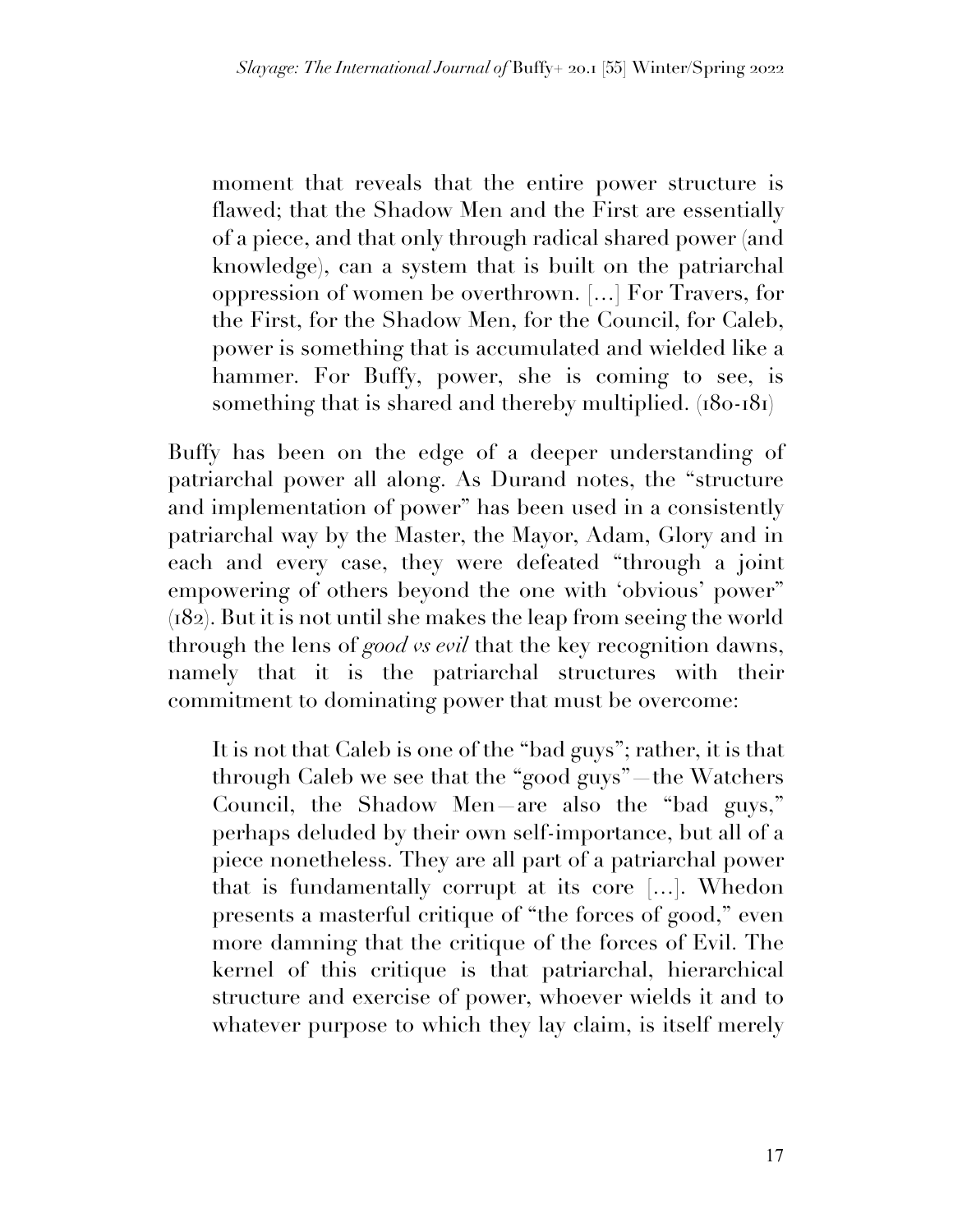> moment that reveals that the entire power structure is flawed; that the Shadow Men and the First are essentially of a piece, and that only through radical shared power (and knowledge), can a system that is built on the patriarchal oppression of women be overthrown. […] For Travers, for the First, for the Shadow Men, for the Council, for Caleb, power is something that is accumulated and wielded like a hammer. For Buffy, power, she is coming to see, is something that is shared and thereby multiplied. (180-181)

Buffy has been on the edge of a deeper understanding of patriarchal power all along. As Durand notes, the "structure and implementation of power" has been used in a consistently patriarchal way by the Master, the Mayor, Adam, Glory and in each and every case, they were defeated "through a joint empowering of others beyond the one with 'obvious' power" (182). But it is not until she makes the leap from seeing the world through the lens of *good vs evil* that the key recognition dawns, namely that it is the patriarchal structures with their commitment to dominating power that must be overcome:

> It is not that Caleb is one of the "bad guys"; rather, it is that through Caleb we see that the "good guys"—the Watchers Council, the Shadow Men—are also the "bad guys," perhaps deluded by their own self-importance, but all of a piece nonetheless. They are all part of a patriarchal power that is fundamentally corrupt at its core […]. Whedon presents a masterful critique of "the forces of good," even more damning that the critique of the forces of Evil. The kernel of this critique is that patriarchal, hierarchical structure and exercise of power, whoever wields it and to whatever purpose to which they lay claim, is itself merely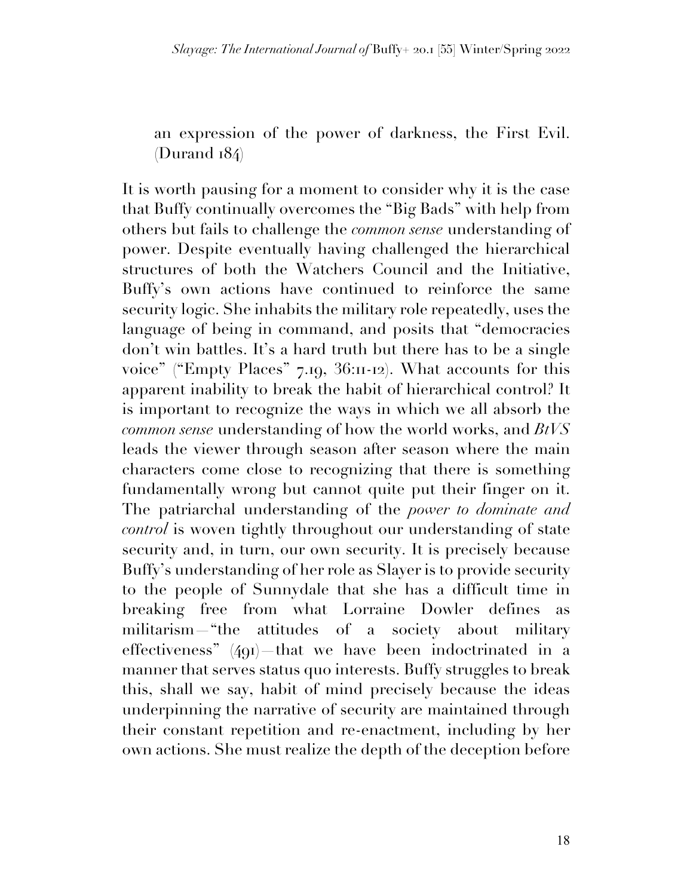> an expression of the power of darkness, the First Evil. (Durand 184)

It is worth pausing for a moment to consider why it is the case that Buffy continually overcomes the "Big Bads" with help from others but fails to challenge the *common sense* understanding of power. Despite eventually having challenged the hierarchical structures of both the Watchers Council and the Initiative, Buffy's own actions have continued to reinforce the same security logic. She inhabits the military role repeatedly, uses the language of being in command, and posits that "democracies don't win battles. It's a hard truth but there has to be a single voice" ("Empty Places" 7.19, 36:11-12). What accounts for this apparent inability to break the habit of hierarchical control? It is important to recognize the ways in which we all absorb the *common sense* understanding of how the world works, and *BtVS* leads the viewer through season after season where the main characters come close to recognizing that there is something fundamentally wrong but cannot quite put their finger on it. The patriarchal understanding of the *power to dominate and control* is woven tightly throughout our understanding of state security and, in turn, our own security. It is precisely because Buffy's understanding of her role as Slayer is to provide security to the people of Sunnydale that she has a difficult time in breaking free from what Lorraine Dowler defines as militarism—"the attitudes of a society about military effectiveness" (491)—that we have been indoctrinated in a manner that serves status quo interests. Buffy struggles to break this, shall we say, habit of mind precisely because the ideas underpinning the narrative of security are maintained through their constant repetition and re-enactment, including by her own actions. She must realize the depth of the deception before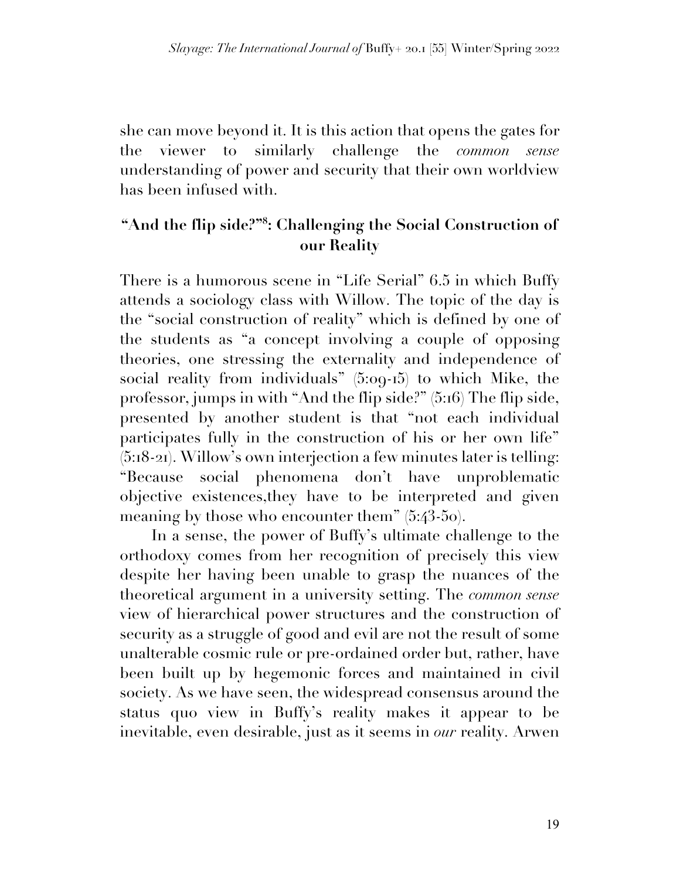she can move beyond it. It is this action that opens the gates for the viewer to similarly challenge the *common sense* understanding of power and security that their own worldview has been infused with.

## "And the flip side?"[8]: Challenging the Social Construction of our Reality

There is a humorous scene in "Life Serial" 6.5 in which Buffy attends a sociology class with Willow. The topic of the day is the "social construction of reality" which is defined by one of the students as "a concept involving a couple of opposing theories, one stressing the externality and independence of social reality from individuals" (5:09-15) to which Mike, the professor, jumps in with "And the flip side?" (5:16) The flip side, presented by another student is that "not each individual participates fully in the construction of his or her own life" (5:18-21). Willow's own interjection a few minutes later is telling: "Because social phenomena don't have unproblematic objective existences,they have to be interpreted and given meaning by those who encounter them" (5:43-50).

In a sense, the power of Buffy's ultimate challenge to the orthodoxy comes from her recognition of precisely this view despite her having been unable to grasp the nuances of the theoretical argument in a university setting. The *common sense* view of hierarchical power structures and the construction of security as a struggle of good and evil are not the result of some unalterable cosmic rule or pre-ordained order but, rather, have been built up by hegemonic forces and maintained in civil society. As we have seen, the widespread consensus around the status quo view in Buffy's reality makes it appear to be inevitable, even desirable, just as it seems in *our* reality. Arwen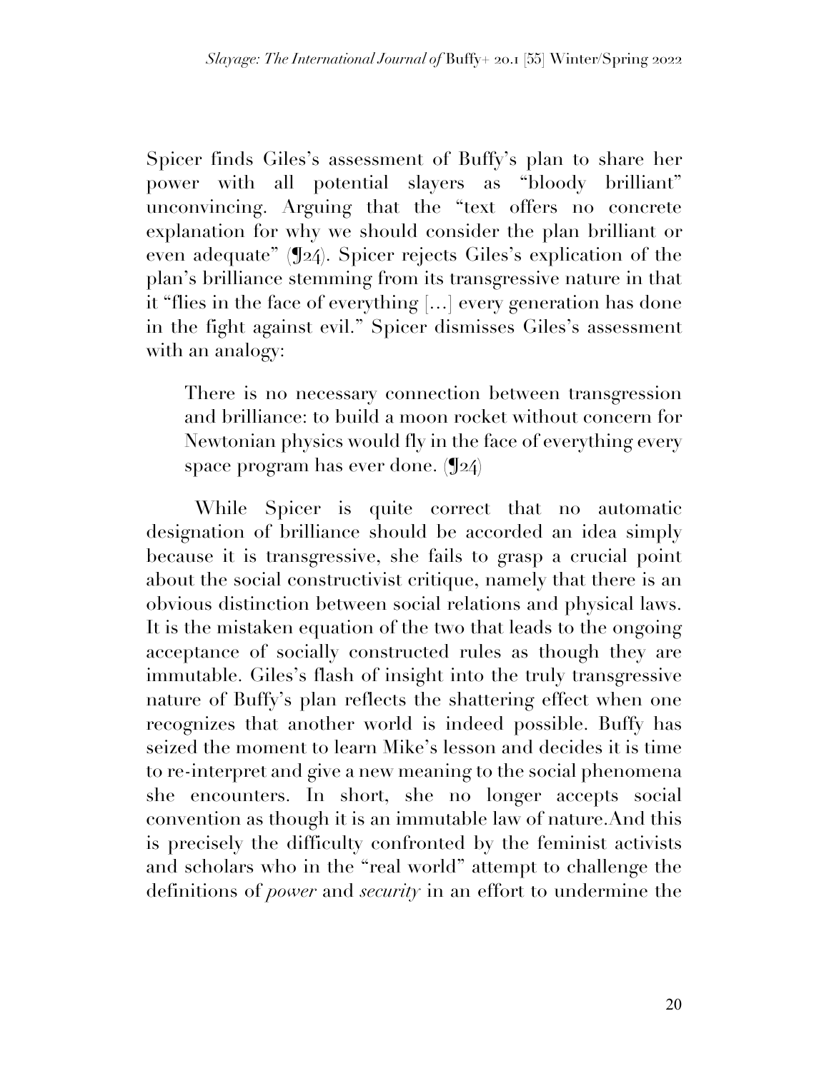Spicer finds Giles's assessment of Buffy's plan to share her power with all potential slayers as "bloody brilliant" unconvincing. Arguing that the "text offers no concrete explanation for why we should consider the plan brilliant or even adequate" (¶24). Spicer rejects Giles's explication of the plan's brilliance stemming from its transgressive nature in that it "flies in the face of everything [...] every generation has done in the fight against evil." Spicer dismisses Giles's assessment with an analogy:

> There is no necessary connection between transgression and brilliance: to build a moon rocket without concern for Newtonian physics would fly in the face of everything every space program has ever done. (¶24)

While Spicer is quite correct that no automatic designation of brilliance should be accorded an idea simply because it is transgressive, she fails to grasp a crucial point about the social constructivist critique, namely that there is an obvious distinction between social relations and physical laws. It is the mistaken equation of the two that leads to the ongoing acceptance of socially constructed rules as though they are immutable. Giles's flash of insight into the truly transgressive nature of Buffy's plan reflects the shattering effect when one recognizes that another world is indeed possible. Buffy has seized the moment to learn Mike's lesson and decides it is time to re-interpret and give a new meaning to the social phenomena she encounters. In short, she no longer accepts social convention as though it is an immutable law of nature.And this is precisely the difficulty confronted by the feminist activists and scholars who in the "real world" attempt to challenge the definitions of *power* and *security* in an effort to undermine the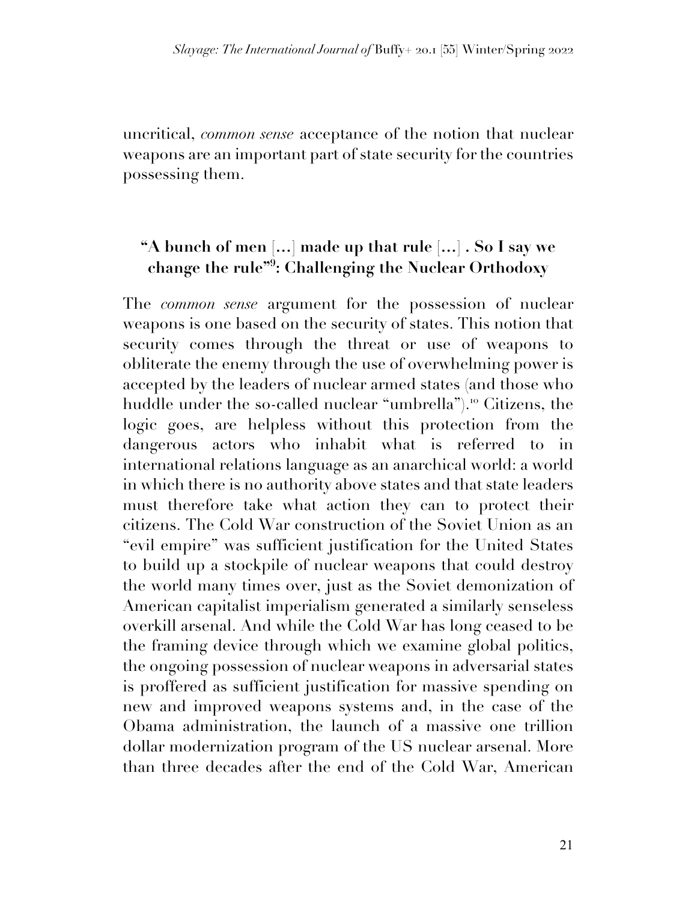uncritical, *common sense* acceptance of the notion that nuclear weapons are an important part of state security for the countries possessing them.

## "A bunch of men […] made up that rule […] . So I say we change the rule"[9]: Challenging the Nuclear Orthodoxy

The *common sense* argument for the possession of nuclear weapons is one based on the security of states. This notion that security comes through the threat or use of weapons to obliterate the enemy through the use of overwhelming power is accepted by the leaders of nuclear armed states (and those who huddle under the so-called nuclear "umbrella").[10] Citizens, the logic goes, are helpless without this protection from the dangerous actors who inhabit what is referred to in international relations language as an anarchical world: a world in which there is no authority above states and that state leaders must therefore take what action they can to protect their citizens. The Cold War construction of the Soviet Union as an "evil empire" was sufficient justification for the United States to build up a stockpile of nuclear weapons that could destroy the world many times over, just as the Soviet demonization of American capitalist imperialism generated a similarly senseless overkill arsenal. And while the Cold War has long ceased to be the framing device through which we examine global politics, the ongoing possession of nuclear weapons in adversarial states is proffered as sufficient justification for massive spending on new and improved weapons systems and, in the case of the Obama administration, the launch of a massive one trillion dollar modernization program of the US nuclear arsenal. More than three decades after the end of the Cold War, American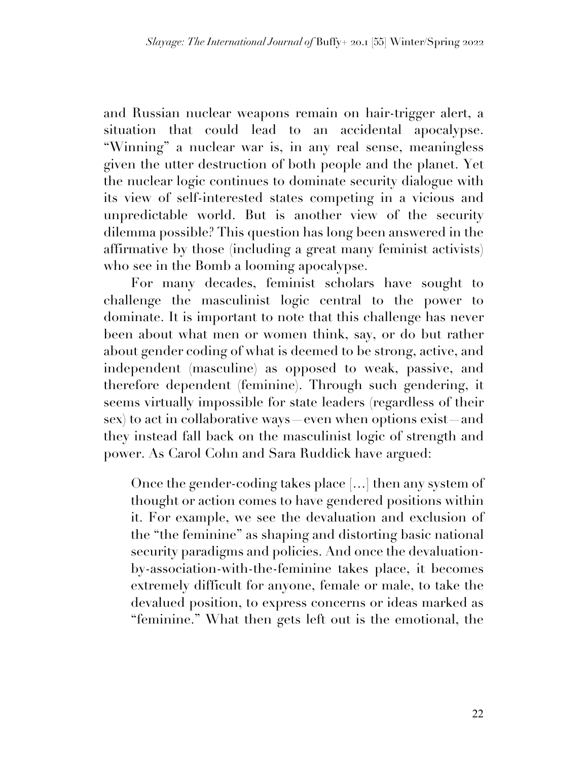and Russian nuclear weapons remain on hair-trigger alert, a situation that could lead to an accidental apocalypse. "Winning" a nuclear war is, in any real sense, meaningless given the utter destruction of both people and the planet. Yet the nuclear logic continues to dominate security dialogue with its view of self-interested states competing in a vicious and unpredictable world. But is another view of the security dilemma possible? This question has long been answered in the affirmative by those (including a great many feminist activists) who see in the Bomb a looming apocalypse.

For many decades, feminist scholars have sought to challenge the masculinist logic central to the power to dominate. It is important to note that this challenge has never been about what men or women think, say, or do but rather about gender coding of what is deemed to be strong, active, and independent (masculine) as opposed to weak, passive, and therefore dependent (feminine). Through such gendering, it seems virtually impossible for state leaders (regardless of their sex) to act in collaborative ways—even when options exist—and they instead fall back on the masculinist logic of strength and power. As Carol Cohn and Sara Ruddick have argued:

> Once the gender-coding takes place [...] then any system of thought or action comes to have gendered positions within it. For example, we see the devaluation and exclusion of the "the feminine" as shaping and distorting basic national security paradigms and policies. And once the devaluation-by-association-with-the-feminine takes place, it becomes extremely difficult for anyone, female or male, to take the devalued position, to express concerns or ideas marked as "feminine." What then gets left out is the emotional, the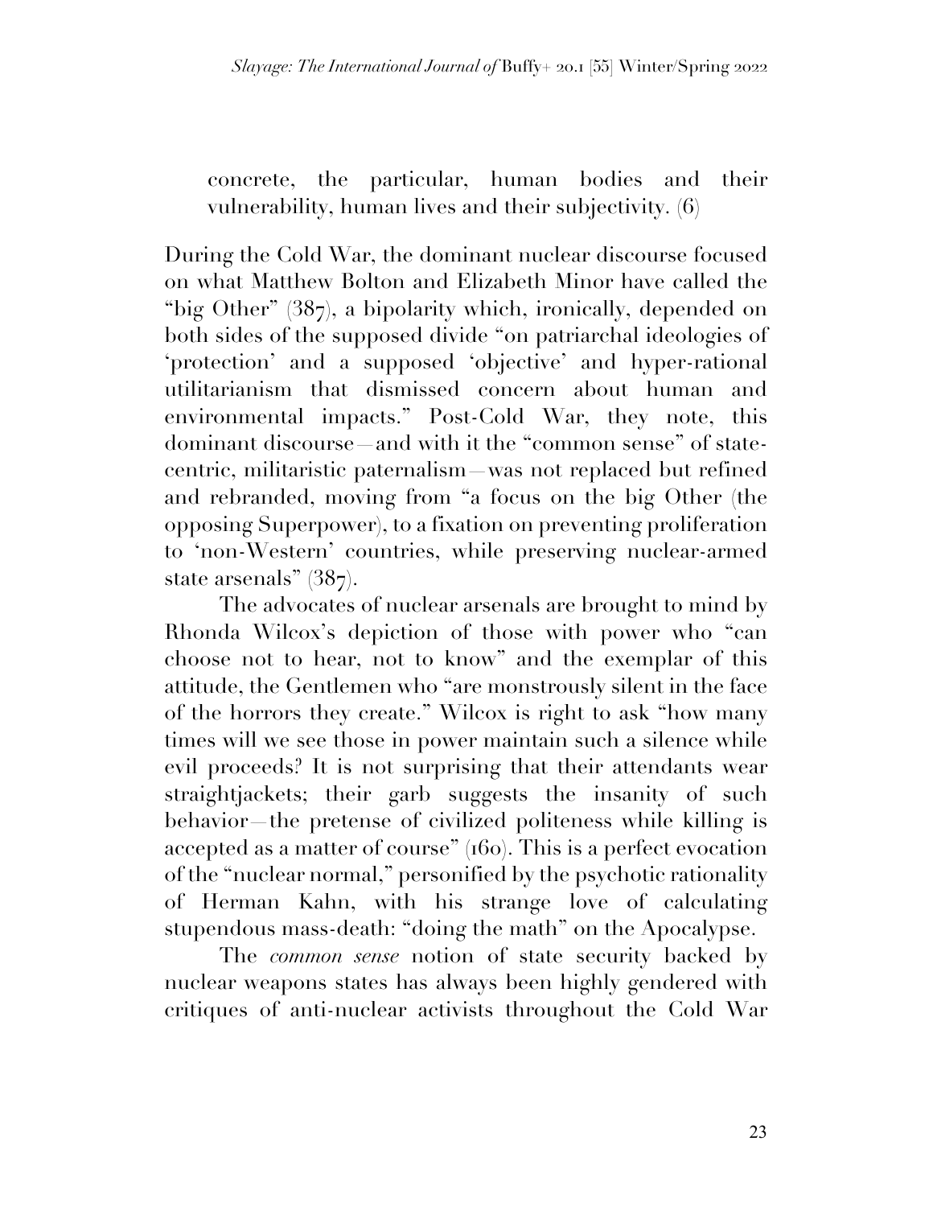> concrete, the particular, human bodies and their vulnerability, human lives and their subjectivity. (6)

During the Cold War, the dominant nuclear discourse focused on what Matthew Bolton and Elizabeth Minor have called the "big Other" (387), a bipolarity which, ironically, depended on both sides of the supposed divide "on patriarchal ideologies of 'protection' and a supposed 'objective' and hyper-rational utilitarianism that dismissed concern about human and environmental impacts." Post-Cold War, they note, this dominant discourse—and with it the "common sense" of state-centric, militaristic paternalism—was not replaced but refined and rebranded, moving from "a focus on the big Other (the opposing Superpower), to a fixation on preventing proliferation to 'non-Western' countries, while preserving nuclear-armed state arsenals" (387).

The advocates of nuclear arsenals are brought to mind by Rhonda Wilcox's depiction of those with power who "can choose not to hear, not to know" and the exemplar of this attitude, the Gentlemen who "are monstrously silent in the face of the horrors they create." Wilcox is right to ask "how many times will we see those in power maintain such a silence while evil proceeds? It is not surprising that their attendants wear straightjackets; their garb suggests the insanity of such behavior—the pretense of civilized politeness while killing is accepted as a matter of course" (160). This is a perfect evocation of the "nuclear normal," personified by the psychotic rationality of Herman Kahn, with his strange love of calculating stupendous mass-death: "doing the math" on the Apocalypse.

The *common sense* notion of state security backed by nuclear weapons states has always been highly gendered with critiques of anti-nuclear activists throughout the Cold War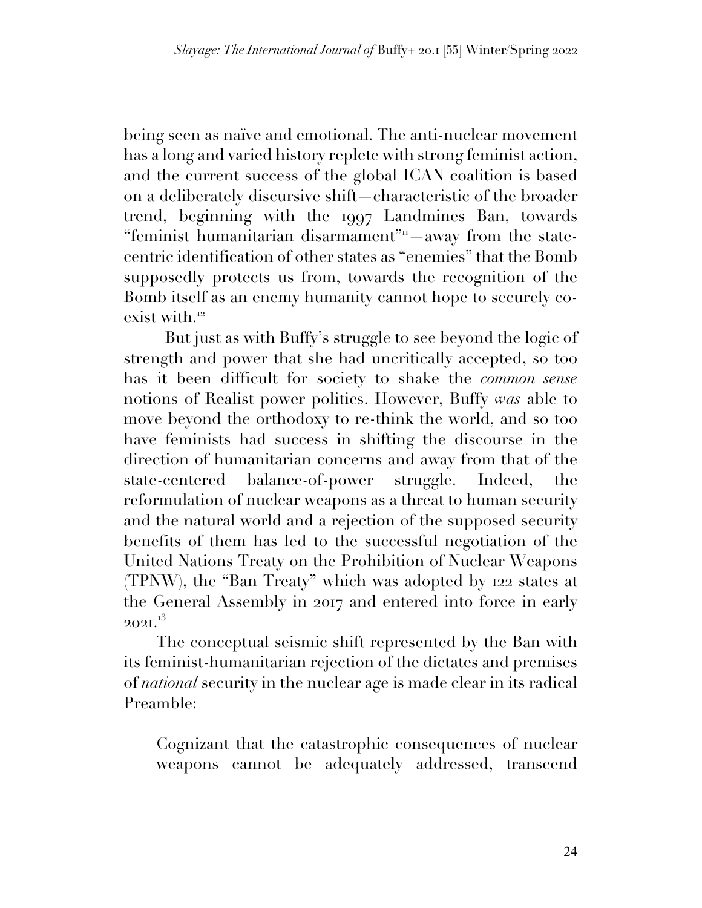being seen as naïve and emotional. The anti-nuclear movement has a long and varied history replete with strong feminist action, and the current success of the global ICAN coalition is based on a deliberately discursive shift—characteristic of the broader trend, beginning with the 1997 Landmines Ban, towards "feminist humanitarian disarmament"[11]—away from the state-centric identification of other states as "enemies" that the Bomb supposedly protects us from, towards the recognition of the Bomb itself as an enemy humanity cannot hope to securely co-exist with.[12]

But just as with Buffy's struggle to see beyond the logic of strength and power that she had uncritically accepted, so too has it been difficult for society to shake the *common sense* notions of Realist power politics. However, Buffy *was* able to move beyond the orthodoxy to re-think the world, and so too have feminists had success in shifting the discourse in the direction of humanitarian concerns and away from that of the state-centered balance-of-power struggle. Indeed, the reformulation of nuclear weapons as a threat to human security and the natural world and a rejection of the supposed security benefits of them has led to the successful negotiation of the United Nations Treaty on the Prohibition of Nuclear Weapons (TPNW), the "Ban Treaty" which was adopted by 122 states at the General Assembly in 2017 and entered into force in early 2021.[13]

The conceptual seismic shift represented by the Ban with its feminist-humanitarian rejection of the dictates and premises of *national* security in the nuclear age is made clear in its radical Preamble:

> Cognizant that the catastrophic consequences of nuclear weapons cannot be adequately addressed, transcend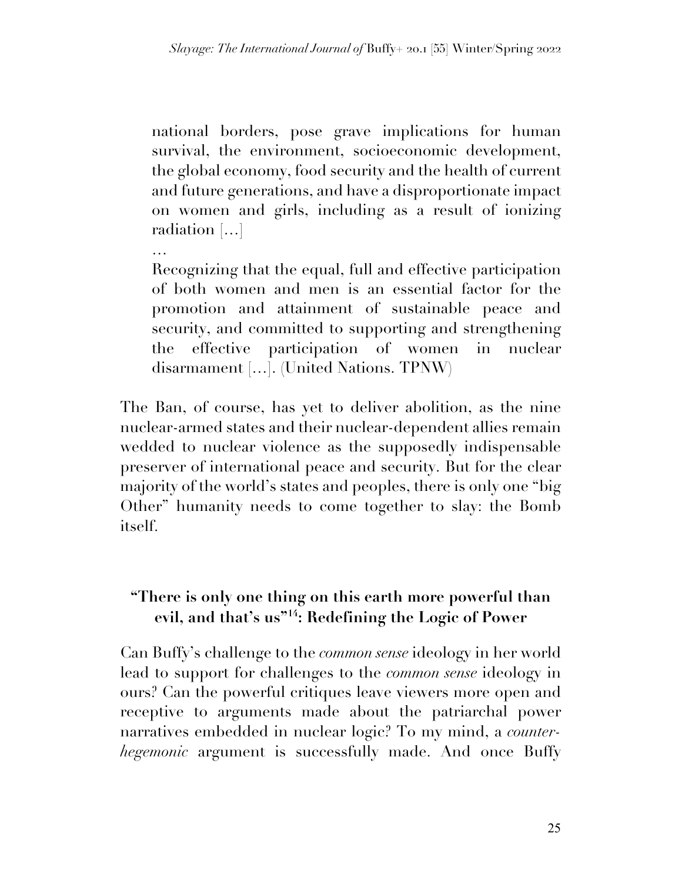> national borders, pose grave implications for human survival, the environment, socioeconomic development, the global economy, food security and the health of current and future generations, and have a disproportionate impact on women and girls, including as a result of ionizing radiation [...]
>
> …
>
> Recognizing that the equal, full and effective participation of both women and men is an essential factor for the promotion and attainment of sustainable peace and security, and committed to supporting and strengthening the effective participation of women in nuclear disarmament [...]. (United Nations. TPNW)

The Ban, of course, has yet to deliver abolition, as the nine nuclear-armed states and their nuclear-dependent allies remain wedded to nuclear violence as the supposedly indispensable preserver of international peace and security. But for the clear majority of the world's states and peoples, there is only one "big Other" humanity needs to come together to slay: the Bomb itself.

## "There is only one thing on this earth more powerful than evil, and that's us"[14]: Redefining the Logic of Power

Can Buffy's challenge to the *common sense* ideology in her world lead to support for challenges to the *common sense* ideology in ours? Can the powerful critiques leave viewers more open and receptive to arguments made about the patriarchal power narratives embedded in nuclear logic? To my mind, a *counter-hegemonic* argument is successfully made. And once Buffy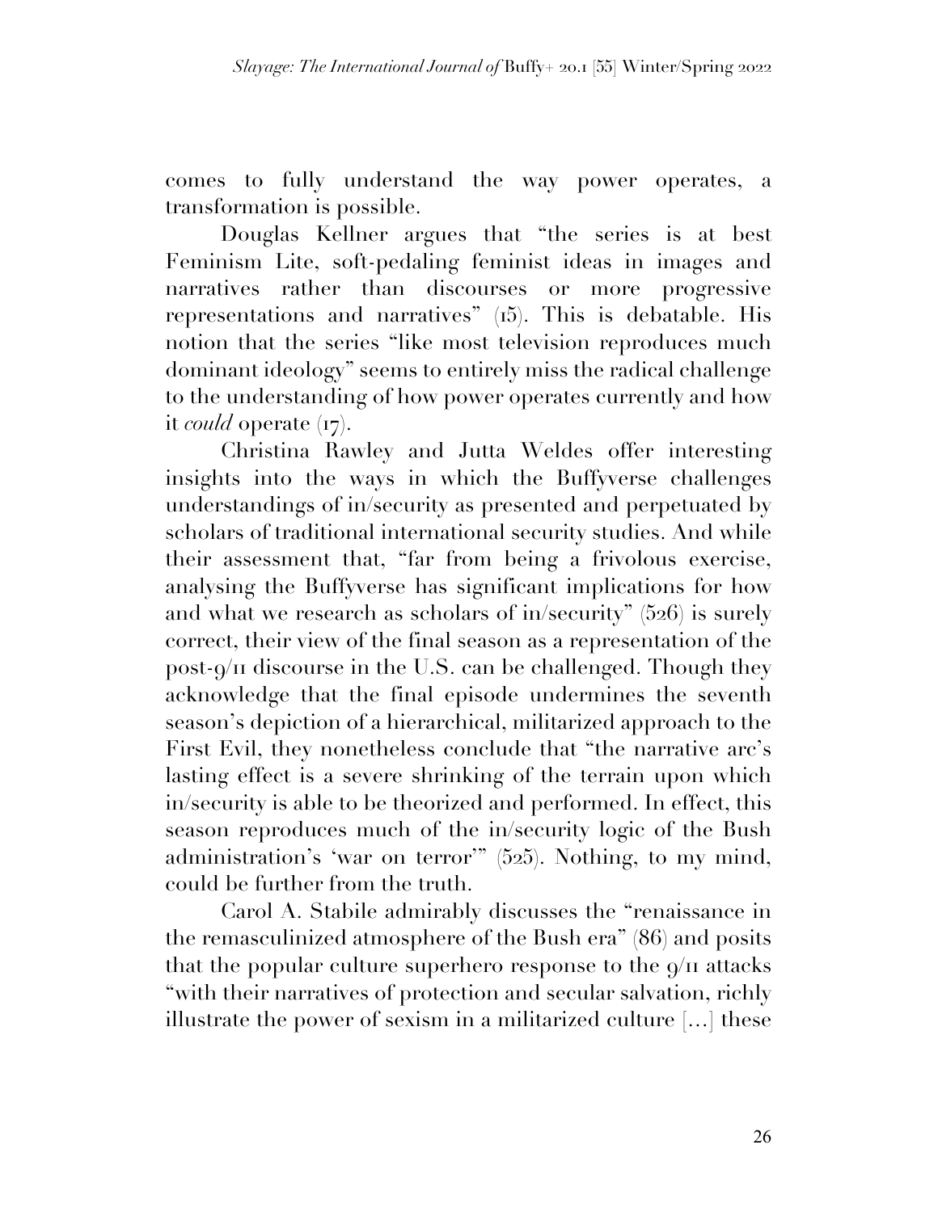comes to fully understand the way power operates, a transformation is possible.

Douglas Kellner argues that "the series is at best Feminism Lite, soft-pedaling feminist ideas in images and narratives rather than discourses or more progressive representations and narratives" (15). This is debatable. His notion that the series "like most television reproduces much dominant ideology" seems to entirely miss the radical challenge to the understanding of how power operates currently and how it *could* operate (17).

Christina Rawley and Jutta Weldes offer interesting insights into the ways in which the Buffyverse challenges understandings of in/security as presented and perpetuated by scholars of traditional international security studies. And while their assessment that, "far from being a frivolous exercise, analysing the Buffyverse has significant implications for how and what we research as scholars of in/security" (526) is surely correct, their view of the final season as a representation of the post-9/11 discourse in the U.S. can be challenged. Though they acknowledge that the final episode undermines the seventh season's depiction of a hierarchical, militarized approach to the First Evil, they nonetheless conclude that "the narrative arc's lasting effect is a severe shrinking of the terrain upon which in/security is able to be theorized and performed. In effect, this season reproduces much of the in/security logic of the Bush administration's 'war on terror'" (525). Nothing, to my mind, could be further from the truth.

Carol A. Stabile admirably discusses the "renaissance in the remasculinized atmosphere of the Bush era" (86) and posits that the popular culture superhero response to the 9/11 attacks "with their narratives of protection and secular salvation, richly illustrate the power of sexism in a militarized culture [...] these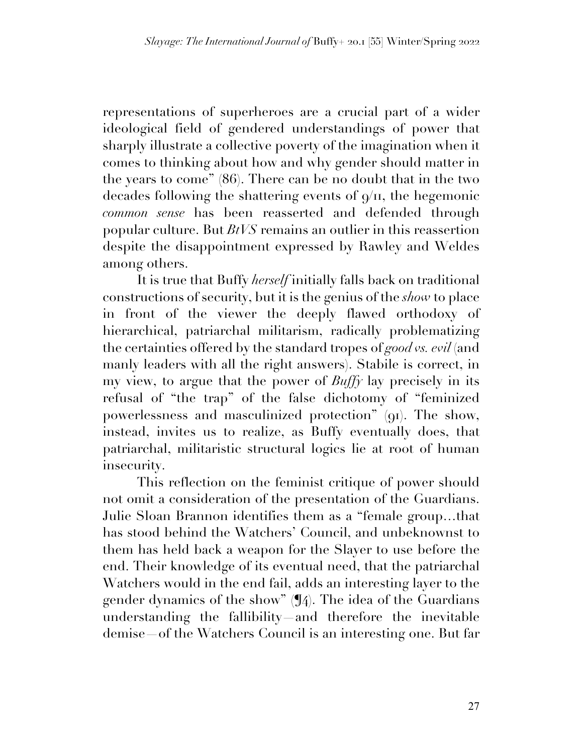representations of superheroes are a crucial part of a wider ideological field of gendered understandings of power that sharply illustrate a collective poverty of the imagination when it comes to thinking about how and why gender should matter in the years to come" (86). There can be no doubt that in the two decades following the shattering events of 9/11, the hegemonic *common sense* has been reasserted and defended through popular culture. But *BtVS* remains an outlier in this reassertion despite the disappointment expressed by Rawley and Weldes among others.

It is true that Buffy *herself* initially falls back on traditional constructions of security, but it is the genius of the *show* to place in front of the viewer the deeply flawed orthodoxy of hierarchical, patriarchal militarism, radically problematizing the certainties offered by the standard tropes of *good vs. evil* (and manly leaders with all the right answers). Stabile is correct, in my view, to argue that the power of *Buffy* lay precisely in its refusal of "the trap" of the false dichotomy of "feminized powerlessness and masculinized protection" (91). The show, instead, invites us to realize, as Buffy eventually does, that patriarchal, militaristic structural logics lie at root of human insecurity.

This reflection on the feminist critique of power should not omit a consideration of the presentation of the Guardians. Julie Sloan Brannon identifies them as a "female group…that has stood behind the Watchers' Council, and unbeknownst to them has held back a weapon for the Slayer to use before the end. Their knowledge of its eventual need, that the patriarchal Watchers would in the end fail, adds an interesting layer to the gender dynamics of the show" (¶4). The idea of the Guardians understanding the fallibility—and therefore the inevitable demise—of the Watchers Council is an interesting one. But far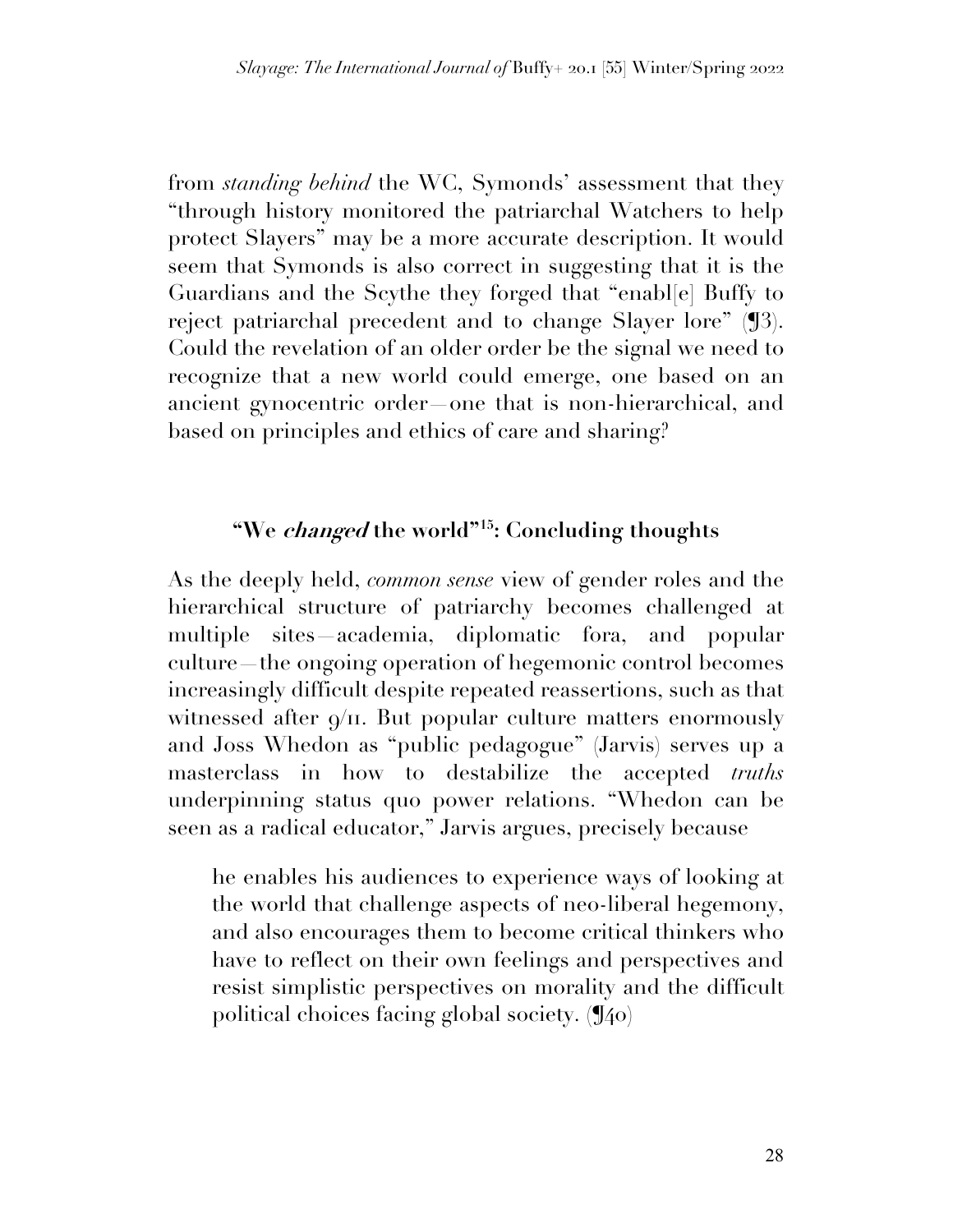from *standing behind* the WC, Symonds' assessment that they "through history monitored the patriarchal Watchers to help protect Slayers" may be a more accurate description. It would seem that Symonds is also correct in suggesting that it is the Guardians and the Scythe they forged that "enabl[e] Buffy to reject patriarchal precedent and to change Slayer lore" (¶3). Could the revelation of an older order be the signal we need to recognize that a new world could emerge, one based on an ancient gynocentric order—one that is non-hierarchical, and based on principles and ethics of care and sharing?

## "We *changed* the world"[15]: Concluding thoughts

As the deeply held, *common sense* view of gender roles and the hierarchical structure of patriarchy becomes challenged at multiple sites—academia, diplomatic fora, and popular culture—the ongoing operation of hegemonic control becomes increasingly difficult despite repeated reassertions, such as that witnessed after 9/11. But popular culture matters enormously and Joss Whedon as "public pedagogue" (Jarvis) serves up a masterclass in how to destabilize the accepted *truths* underpinning status quo power relations. "Whedon can be seen as a radical educator," Jarvis argues, precisely because

> he enables his audiences to experience ways of looking at the world that challenge aspects of neo-liberal hegemony, and also encourages them to become critical thinkers who have to reflect on their own feelings and perspectives and resist simplistic perspectives on morality and the difficult political choices facing global society. (¶40)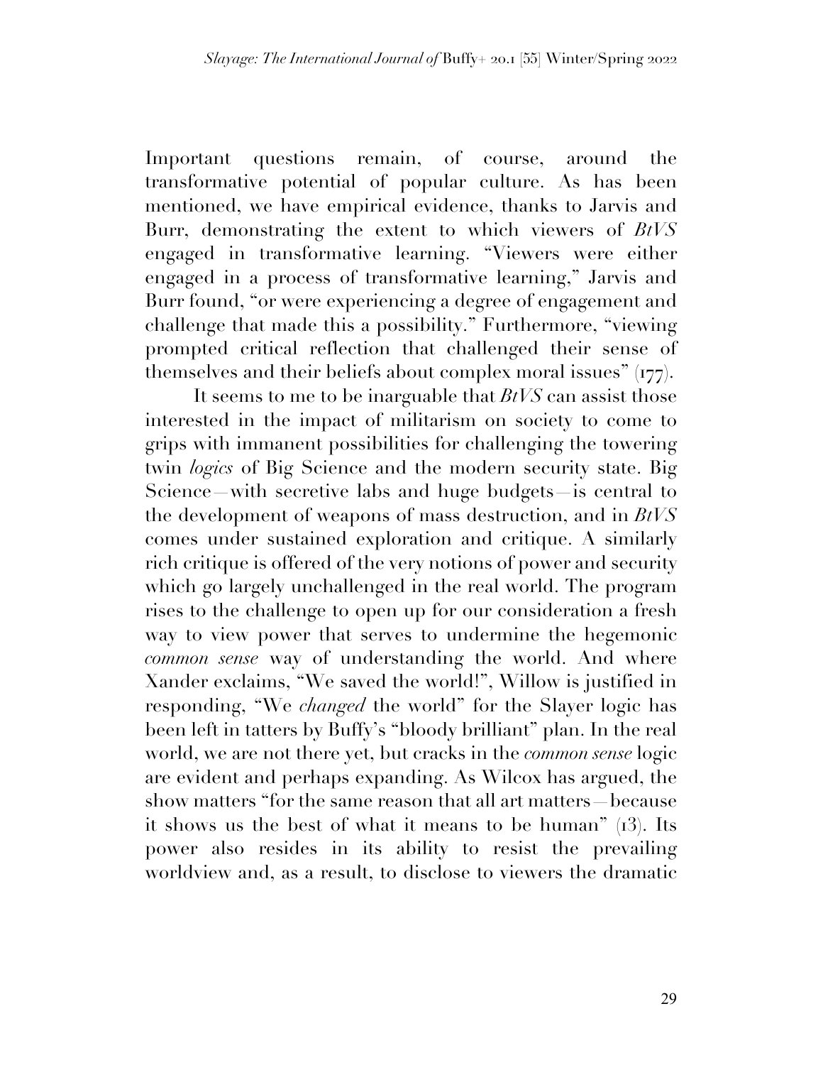Important questions remain, of course, around the transformative potential of popular culture. As has been mentioned, we have empirical evidence, thanks to Jarvis and Burr, demonstrating the extent to which viewers of *BtVS* engaged in transformative learning. "Viewers were either engaged in a process of transformative learning," Jarvis and Burr found, "or were experiencing a degree of engagement and challenge that made this a possibility." Furthermore, "viewing prompted critical reflection that challenged their sense of themselves and their beliefs about complex moral issues" (177).

It seems to me to be inarguable that *BtVS* can assist those interested in the impact of militarism on society to come to grips with immanent possibilities for challenging the towering twin *logics* of Big Science and the modern security state. Big Science—with secretive labs and huge budgets—is central to the development of weapons of mass destruction, and in *BtVS* comes under sustained exploration and critique. A similarly rich critique is offered of the very notions of power and security which go largely unchallenged in the real world. The program rises to the challenge to open up for our consideration a fresh way to view power that serves to undermine the hegemonic *common sense* way of understanding the world. And where Xander exclaims, "We saved the world!", Willow is justified in responding, "We *changed* the world" for the Slayer logic has been left in tatters by Buffy's "bloody brilliant" plan. In the real world, we are not there yet, but cracks in the *common sense* logic are evident and perhaps expanding. As Wilcox has argued, the show matters "for the same reason that all art matters—because it shows us the best of what it means to be human" (13). Its power also resides in its ability to resist the prevailing worldview and, as a result, to disclose to viewers the dramatic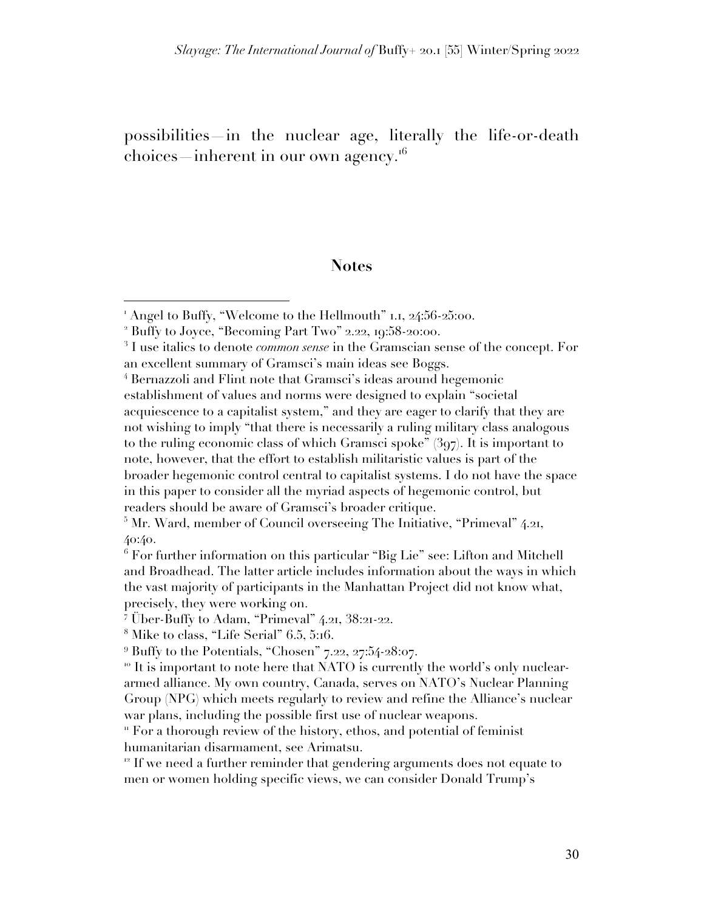possibilities—in the nuclear age, literally the life-or-death choices—inherent in our own agency.[16]

## Notes

[1] Angel to Buffy, "Welcome to the Hellmouth" 1.1, 24:56-25:00.

[2] Buffy to Joyce, "Becoming Part Two" 2.22, 19:58-20:00.

[3] I use italics to denote *common sense* in the Gramscian sense of the concept. For an excellent summary of Gramsci's main ideas see Boggs.

[4] Bernazzoli and Flint note that Gramsci's ideas around hegemonic establishment of values and norms were designed to explain "societal acquiescence to a capitalist system," and they are eager to clarify that they are not wishing to imply "that there is necessarily a ruling military class analogous to the ruling economic class of which Gramsci spoke" (397). It is important to note, however, that the effort to establish militaristic values is part of the broader hegemonic control central to capitalist systems. I do not have the space in this paper to consider all the myriad aspects of hegemonic control, but readers should be aware of Gramsci's broader critique.

[5] Mr. Ward, member of Council overseeing The Initiative, "Primeval" 4.21, 40:40.

[6] For further information on this particular "Big Lie" see: Lifton and Mitchell and Broadhead. The latter article includes information about the ways in which the vast majority of participants in the Manhattan Project did not know what, precisely, they were working on.

[7] Über-Buffy to Adam, "Primeval" 4.21, 38:21-22.

[8] Mike to class, "Life Serial" 6.5, 5:16.

[9] Buffy to the Potentials, "Chosen" 7.22, 27:54-28:07.

[10] It is important to note here that NATO is currently the world's only nuclear-armed alliance. My own country, Canada, serves on NATO's Nuclear Planning Group (NPG) which meets regularly to review and refine the Alliance's nuclear war plans, including the possible first use of nuclear weapons.

[11] For a thorough review of the history, ethos, and potential of feminist humanitarian disarmament, see Arimatsu.

[12] If we need a further reminder that gendering arguments does not equate to men or women holding specific views, we can consider Donald Trump's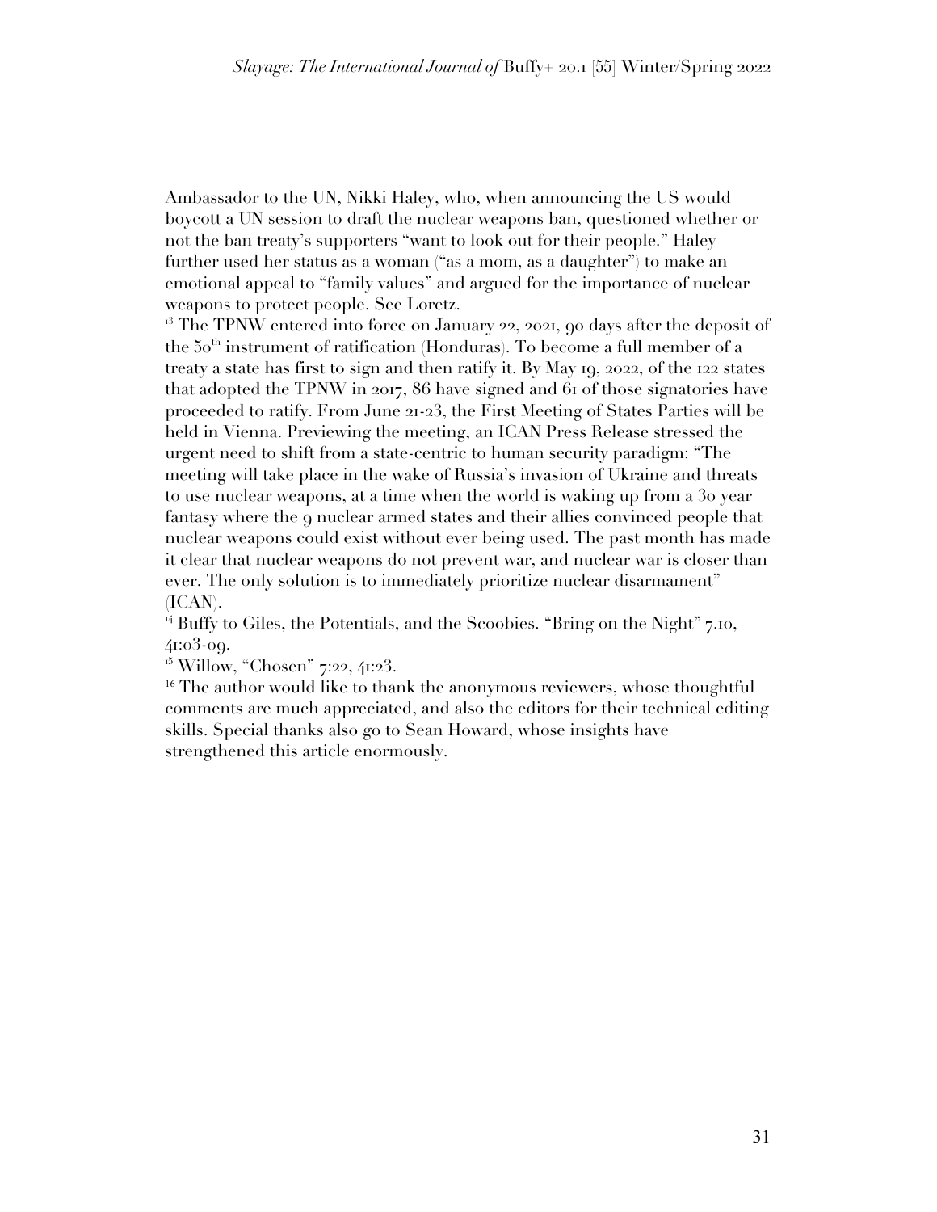Ambassador to the UN, Nikki Haley, who, when announcing the US would boycott a UN session to draft the nuclear weapons ban, questioned whether or not the ban treaty's supporters "want to look out for their people." Haley further used her status as a woman ("as a mom, as a daughter") to make an emotional appeal to "family values" and argued for the importance of nuclear weapons to protect people. See Loretz.

[13] The TPNW entered into force on January 22, 2021, 90 days after the deposit of the 50th instrument of ratification (Honduras). To become a full member of a treaty a state has first to sign and then ratify it. By May 19, 2022, of the 122 states that adopted the TPNW in 2017, 86 have signed and 61 of those signatories have proceeded to ratify. From June 21-23, the First Meeting of States Parties will be held in Vienna. Previewing the meeting, an ICAN Press Release stressed the urgent need to shift from a state-centric to human security paradigm: "The meeting will take place in the wake of Russia's invasion of Ukraine and threats to use nuclear weapons, at a time when the world is waking up from a 30 year fantasy where the 9 nuclear armed states and their allies convinced people that nuclear weapons could exist without ever being used. The past month has made it clear that nuclear weapons do not prevent war, and nuclear war is closer than ever. The only solution is to immediately prioritize nuclear disarmament" (ICAN).

[14] Buffy to Giles, the Potentials, and the Scoobies. "Bring on the Night" 7.10, 41:03-09.

[15] Willow, "Chosen" 7:22, 41:23.

[16] The author would like to thank the anonymous reviewers, whose thoughtful comments are much appreciated, and also the editors for their technical editing skills. Special thanks also go to Sean Howard, whose insights have strengthened this article enormously.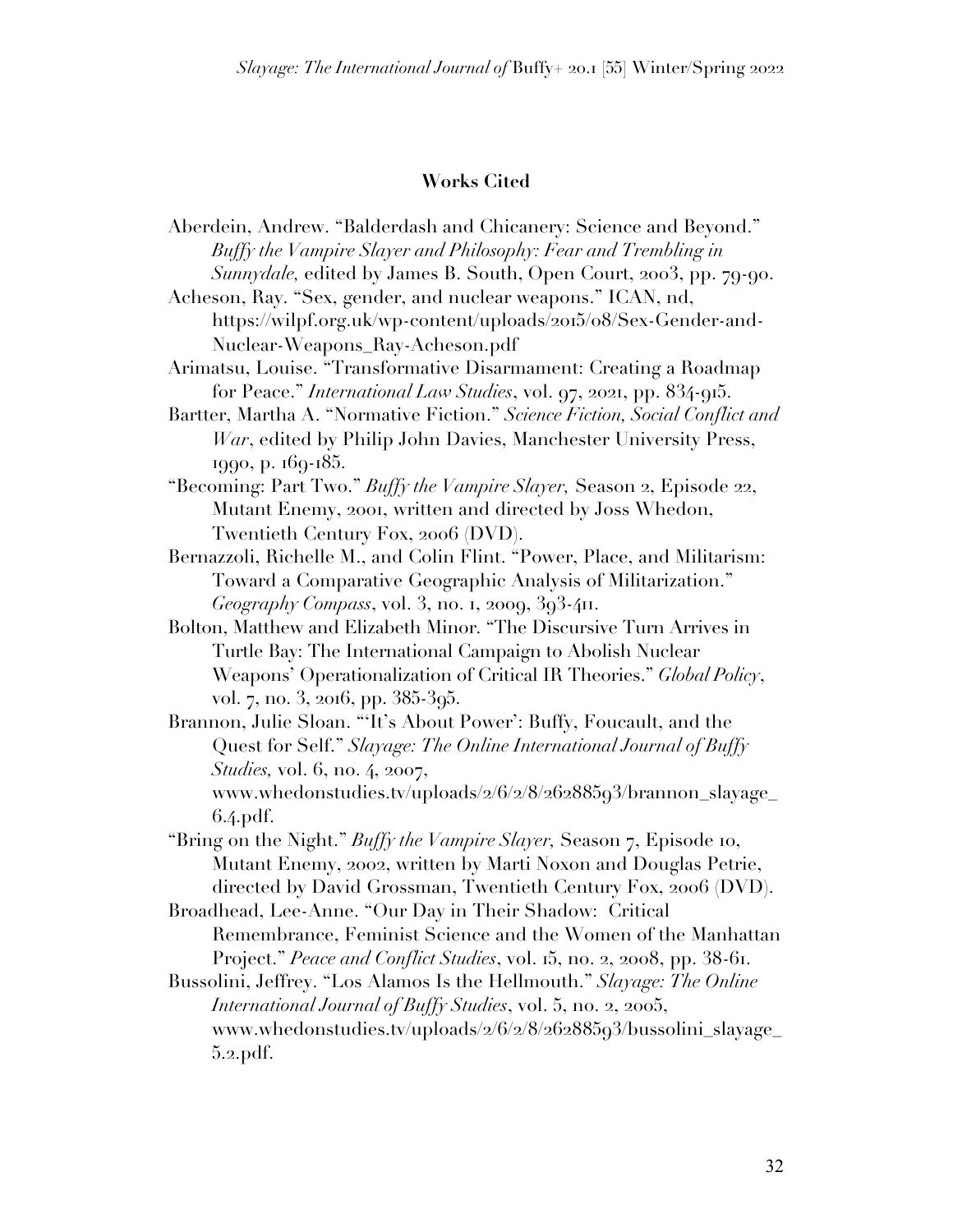## Works Cited

Aberdein, Andrew. "Balderdash and Chicanery: Science and Beyond." *Buffy the Vampire Slayer and Philosophy: Fear and Trembling in Sunnydale,* edited by James B. South, Open Court, 2003, pp. 79-90.

Acheson, Ray. "Sex, gender, and nuclear weapons." ICAN, nd, https://wilpf.org.uk/wp-content/uploads/2015/08/Sex-Gender-and-Nuclear-Weapons_Ray-Acheson.pdf

Arimatsu, Louise. "Transformative Disarmament: Creating a Roadmap for Peace." *International Law Studies*, vol. 97, 2021, pp. 834-915.

Bartter, Martha A. "Normative Fiction." *Science Fiction, Social Conflict and War*, edited by Philip John Davies, Manchester University Press, 1990, p. 169-185.

"Becoming: Part Two." *Buffy the Vampire Slayer,* Season 2, Episode 22, Mutant Enemy, 2001, written and directed by Joss Whedon, Twentieth Century Fox, 2006 (DVD).

Bernazzoli, Richelle M., and Colin Flint. "Power, Place, and Militarism: Toward a Comparative Geographic Analysis of Militarization." *Geography Compass*, vol. 3, no. 1, 2009, 393-411.

Bolton, Matthew and Elizabeth Minor. "The Discursive Turn Arrives in Turtle Bay: The International Campaign to Abolish Nuclear Weapons' Operationalization of Critical IR Theories." *Global Policy*, vol. 7, no. 3, 2016, pp. 385-395.

Brannon, Julie Sloan. "'It's About Power': Buffy, Foucault, and the Quest for Self." *Slayage: The Online International Journal of Buffy Studies,* vol. 6, no. 4, 2007, www.whedonstudies.tv/uploads/2/6/2/8/26288593/brannon_slayage_6.4.pdf.

"Bring on the Night." *Buffy the Vampire Slayer,* Season 7, Episode 10, Mutant Enemy, 2002, written by Marti Noxon and Douglas Petrie, directed by David Grossman, Twentieth Century Fox, 2006 (DVD).

Broadhead, Lee-Anne. "Our Day in Their Shadow: Critical Remembrance, Feminist Science and the Women of the Manhattan Project." *Peace and Conflict Studies*, vol. 15, no. 2, 2008, pp. 38-61.

Bussolini, Jeffrey. "Los Alamos Is the Hellmouth." *Slayage: The Online International Journal of Buffy Studies*, vol. 5, no. 2, 2005, www.whedonstudies.tv/uploads/2/6/2/8/26288593/bussolini_slayage_5.2.pdf.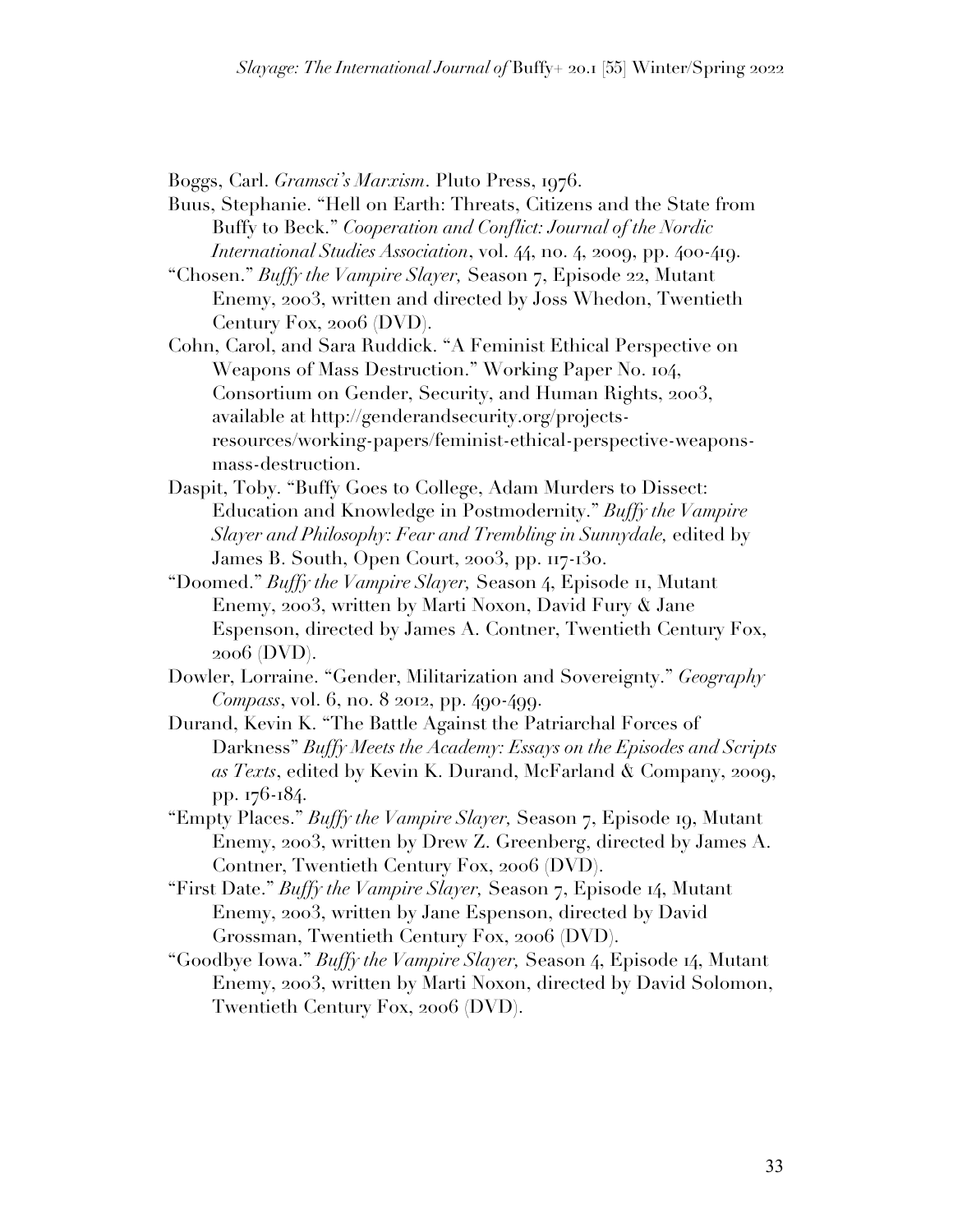Boggs, Carl. *Gramsci's Marxism*. Pluto Press, 1976.

Buus, Stephanie. "Hell on Earth: Threats, Citizens and the State from Buffy to Beck." *Cooperation and Conflict: Journal of the Nordic International Studies Association*, vol. 44, no. 4, 2009, pp. 400-419.

"Chosen." *Buffy the Vampire Slayer,* Season 7, Episode 22, Mutant Enemy, 2003, written and directed by Joss Whedon, Twentieth Century Fox, 2006 (DVD).

Cohn, Carol, and Sara Ruddick. "A Feminist Ethical Perspective on Weapons of Mass Destruction." Working Paper No. 104, Consortium on Gender, Security, and Human Rights, 2003, available at http://genderandsecurity.org/projects-resources/working-papers/feminist-ethical-perspective-weapons-mass-destruction.

Daspit, Toby. "Buffy Goes to College, Adam Murders to Dissect: Education and Knowledge in Postmodernity." *Buffy the Vampire Slayer and Philosophy: Fear and Trembling in Sunnydale,* edited by James B. South, Open Court, 2003, pp. 117-130.

"Doomed." *Buffy the Vampire Slayer,* Season 4, Episode 11, Mutant Enemy, 2003, written by Marti Noxon, David Fury & Jane Espenson, directed by James A. Contner, Twentieth Century Fox, 2006 (DVD).

Dowler, Lorraine. "Gender, Militarization and Sovereignty." *Geography Compass*, vol. 6, no. 8 2012, pp. 490-499.

Durand, Kevin K. "The Battle Against the Patriarchal Forces of Darkness" *Buffy Meets the Academy: Essays on the Episodes and Scripts as Texts*, edited by Kevin K. Durand, McFarland & Company, 2009, pp. 176-184.

"Empty Places." *Buffy the Vampire Slayer,* Season 7, Episode 19, Mutant Enemy, 2003, written by Drew Z. Greenberg, directed by James A. Contner, Twentieth Century Fox, 2006 (DVD).

"First Date." *Buffy the Vampire Slayer,* Season 7, Episode 14, Mutant Enemy, 2003, written by Jane Espenson, directed by David Grossman, Twentieth Century Fox, 2006 (DVD).

"Goodbye Iowa." *Buffy the Vampire Slayer,* Season 4, Episode 14, Mutant Enemy, 2003, written by Marti Noxon, directed by David Solomon, Twentieth Century Fox, 2006 (DVD).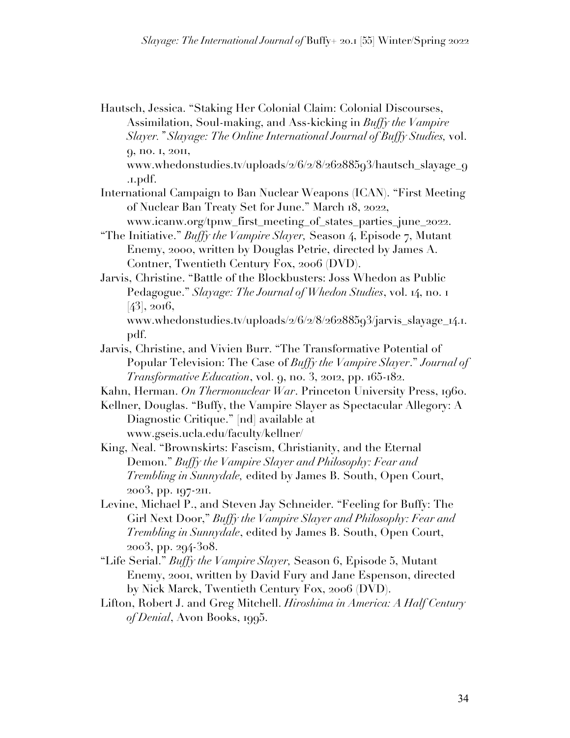Hautsch, Jessica. "Staking Her Colonial Claim: Colonial Discourses, Assimilation, Soul-making, and Ass-kicking in *Buffy the Vampire Slayer." Slayage: The Online International Journal of Buffy Studies,* vol. 9, no. 1, 2011, www.whedonstudies.tv/uploads/2/6/2/8/26288593/hautsch_slayage_9.1.pdf.

International Campaign to Ban Nuclear Weapons (ICAN). "First Meeting of Nuclear Ban Treaty Set for June." March 18, 2022, www.icanw.org/tpnw_first_meeting_of_states_parties_june_2022.

"The Initiative." *Buffy the Vampire Slayer,* Season 4, Episode 7, Mutant Enemy, 2000, written by Douglas Petrie, directed by James A. Contner, Twentieth Century Fox, 2006 (DVD).

Jarvis, Christine. "Battle of the Blockbusters: Joss Whedon as Public Pedagogue." *Slayage: The Journal of Whedon Studies*, vol. 14, no. 1 [43], 2016, www.whedonstudies.tv/uploads/2/6/2/8/26288593/jarvis_slayage_14.1.pdf.

Jarvis, Christine, and Vivien Burr. "The Transformative Potential of Popular Television: The Case of *Buffy the Vampire Slayer*." *Journal of Transformative Education*, vol. 9, no. 3, 2012, pp. 165-182.

Kahn, Herman. *On Thermonuclear War*. Princeton University Press, 1960.

Kellner, Douglas. "Buffy, the Vampire Slayer as Spectacular Allegory: A Diagnostic Critique." [nd] available at www.gseis.ucla.edu/faculty/kellner/

King, Neal. "Brownskirts: Fascism, Christianity, and the Eternal Demon." *Buffy the Vampire Slayer and Philosophy: Fear and Trembling in Sunnydale,* edited by James B. South, Open Court, 2003, pp. 197-211.

Levine, Michael P., and Steven Jay Schneider. "Feeling for Buffy: The Girl Next Door," *Buffy the Vampire Slayer and Philosophy: Fear and Trembling in Sunnydale*, edited by James B. South, Open Court, 2003, pp. 294-308.

"Life Serial." *Buffy the Vampire Slayer,* Season 6, Episode 5, Mutant Enemy, 2001, written by David Fury and Jane Espenson, directed by Nick Marck, Twentieth Century Fox, 2006 (DVD).

Lifton, Robert J. and Greg Mitchell. *Hiroshima in America: A Half Century of Denial*, Avon Books, 1995.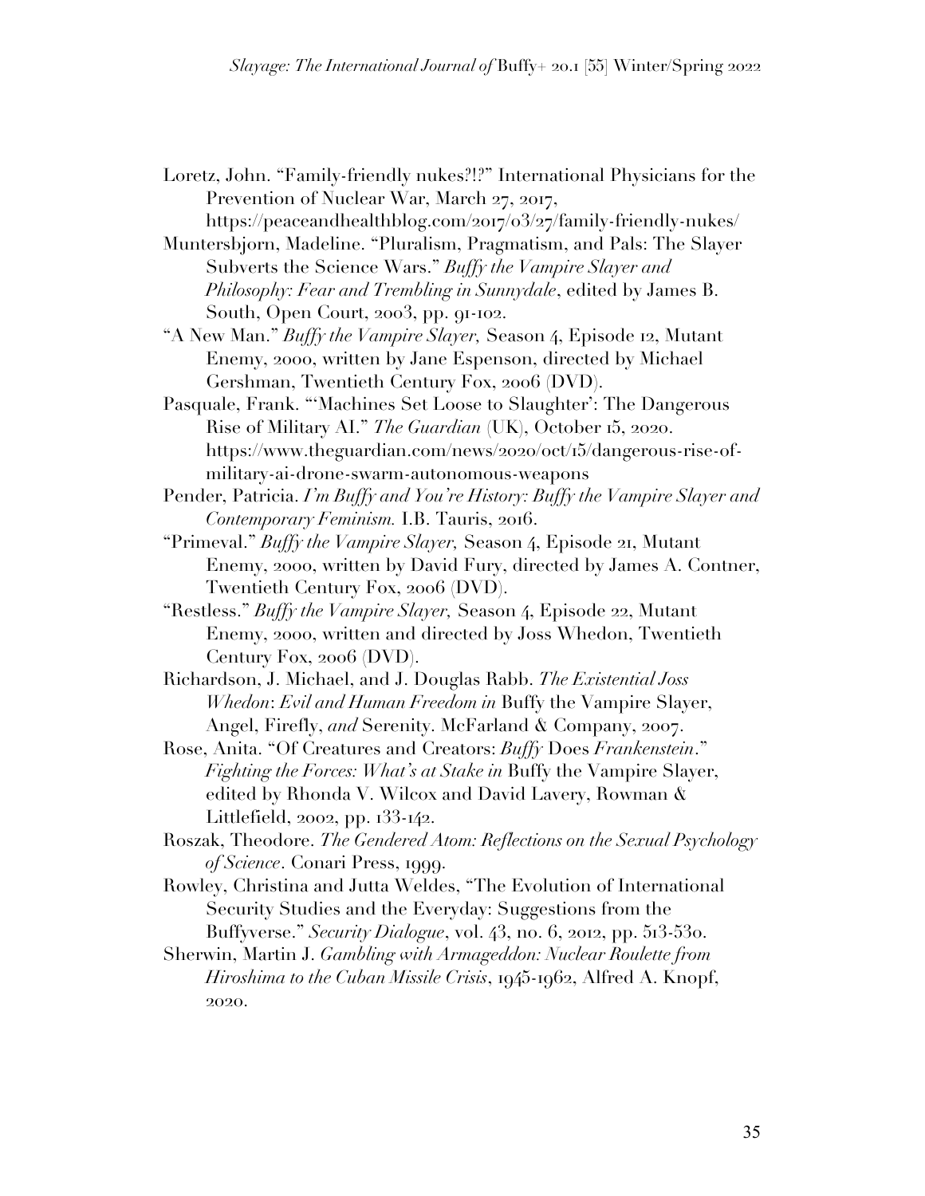Loretz, John. "Family-friendly nukes?!?" International Physicians for the Prevention of Nuclear War, March 27, 2017, https://peaceandhealthblog.com/2017/03/27/family-friendly-nukes/

Muntersbjorn, Madeline. "Pluralism, Pragmatism, and Pals: The Slayer Subverts the Science Wars." *Buffy the Vampire Slayer and Philosophy: Fear and Trembling in Sunnydale*, edited by James B. South, Open Court, 2003, pp. 91-102.

"A New Man." *Buffy the Vampire Slayer,* Season 4, Episode 12, Mutant Enemy, 2000, written by Jane Espenson, directed by Michael Gershman, Twentieth Century Fox, 2006 (DVD).

Pasquale, Frank. "'Machines Set Loose to Slaughter': The Dangerous Rise of Military AI." *The Guardian* (UK), October 15, 2020. https://www.theguardian.com/news/2020/oct/15/dangerous-rise-of-military-ai-drone-swarm-autonomous-weapons

Pender, Patricia. *I'm Buffy and You're History: Buffy the Vampire Slayer and Contemporary Feminism.* I.B. Tauris, 2016.

"Primeval." *Buffy the Vampire Slayer,* Season 4, Episode 21, Mutant Enemy, 2000, written by David Fury, directed by James A. Contner, Twentieth Century Fox, 2006 (DVD).

"Restless." *Buffy the Vampire Slayer,* Season 4, Episode 22, Mutant Enemy, 2000, written and directed by Joss Whedon, Twentieth Century Fox, 2006 (DVD).

Richardson, J. Michael, and J. Douglas Rabb. *The Existential Joss Whedon: Evil and Human Freedom in* Buffy the Vampire Slayer, Angel, Firefly, *and* Serenity. McFarland & Company, 2007.

Rose, Anita. "Of Creatures and Creators: *Buffy* Does *Frankenstein*." *Fighting the Forces: What's at Stake in* Buffy the Vampire Slayer, edited by Rhonda V. Wilcox and David Lavery, Rowman & Littlefield, 2002, pp. 133-142.

Roszak, Theodore. *The Gendered Atom: Reflections on the Sexual Psychology of Science*. Conari Press, 1999.

Rowley, Christina and Jutta Weldes, "The Evolution of International Security Studies and the Everyday: Suggestions from the Buffyverse." *Security Dialogue*, vol. 43, no. 6, 2012, pp. 513-530.

Sherwin, Martin J. *Gambling with Armageddon: Nuclear Roulette from Hiroshima to the Cuban Missile Crisis*, 1945-1962, Alfred A. Knopf, 2020.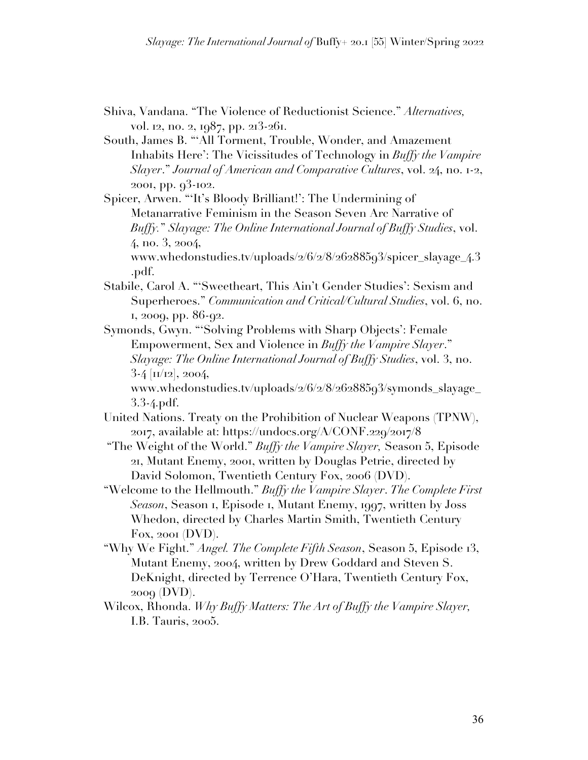Shiva, Vandana. "The Violence of Reductionist Science." *Alternatives,* vol. 12, no. 2, 1987, pp. 213-261.

South, James B. "'All Torment, Trouble, Wonder, and Amazement Inhabits Here': The Vicissitudes of Technology in *Buffy the Vampire Slayer*." *Journal of American and Comparative Cultures*, vol. 24, no. 1-2, 2001, pp. 93-102.

Spicer, Arwen. "'It's Bloody Brilliant!': The Undermining of Metanarrative Feminism in the Season Seven Arc Narrative of *Buffy.*" *Slayage: The Online International Journal of Buffy Studies*, vol. 4, no. 3, 2004, www.whedonstudies.tv/uploads/2/6/2/8/26288593/spicer_slayage_4.3.pdf.

Stabile, Carol A. "'Sweetheart, This Ain't Gender Studies': Sexism and Superheroes." *Communication and Critical/Cultural Studies*, vol. 6, no. 1, 2009, pp. 86-92.

Symonds, Gwyn. "'Solving Problems with Sharp Objects': Female Empowerment, Sex and Violence in *Buffy the Vampire Slayer*." *Slayage: The Online International Journal of Buffy Studies*, vol. 3, no. 3-4 [11/12], 2004, www.whedonstudies.tv/uploads/2/6/2/8/26288593/symonds_slayage_3.3-4.pdf.

United Nations. Treaty on the Prohibition of Nuclear Weapons (TPNW), 2017, available at: https://undocs.org/A/CONF.229/2017/8

"The Weight of the World." *Buffy the Vampire Slayer,* Season 5, Episode 21, Mutant Enemy, 2001, written by Douglas Petrie, directed by David Solomon, Twentieth Century Fox, 2006 (DVD).

"Welcome to the Hellmouth." *Buffy the Vampire Slayer*. *The Complete First Season*, Season 1, Episode 1, Mutant Enemy, 1997, written by Joss Whedon, directed by Charles Martin Smith, Twentieth Century Fox, 2001 (DVD).

"Why We Fight." *Angel. The Complete Fifth Season*, Season 5, Episode 13, Mutant Enemy, 2004, written by Drew Goddard and Steven S. DeKnight, directed by Terrence O'Hara, Twentieth Century Fox, 2009 (DVD).

Wilcox, Rhonda. *Why Buffy Matters: The Art of Buffy the Vampire Slayer,* I.B. Tauris, 2005.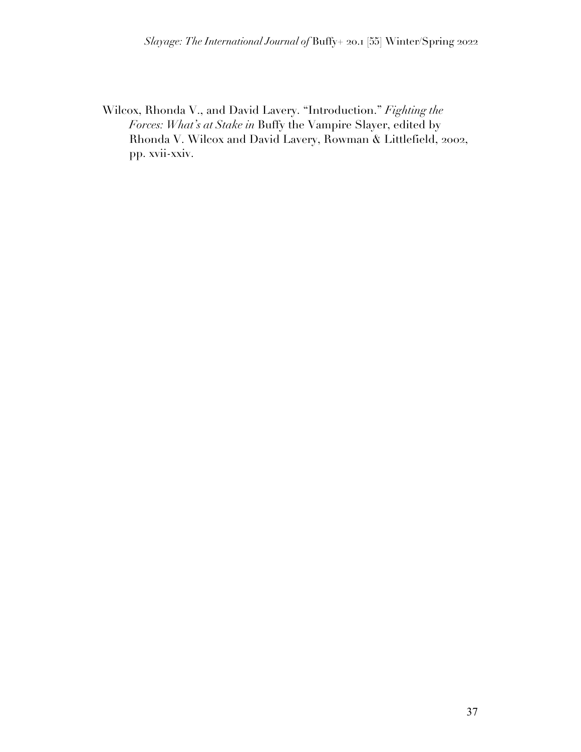Wilcox, Rhonda V., and David Lavery. "Introduction." *Fighting the Forces: What's at Stake in* Buffy the Vampire Slayer, edited by Rhonda V. Wilcox and David Lavery, Rowman & Littlefield, 2002, pp. xvii-xxiv.